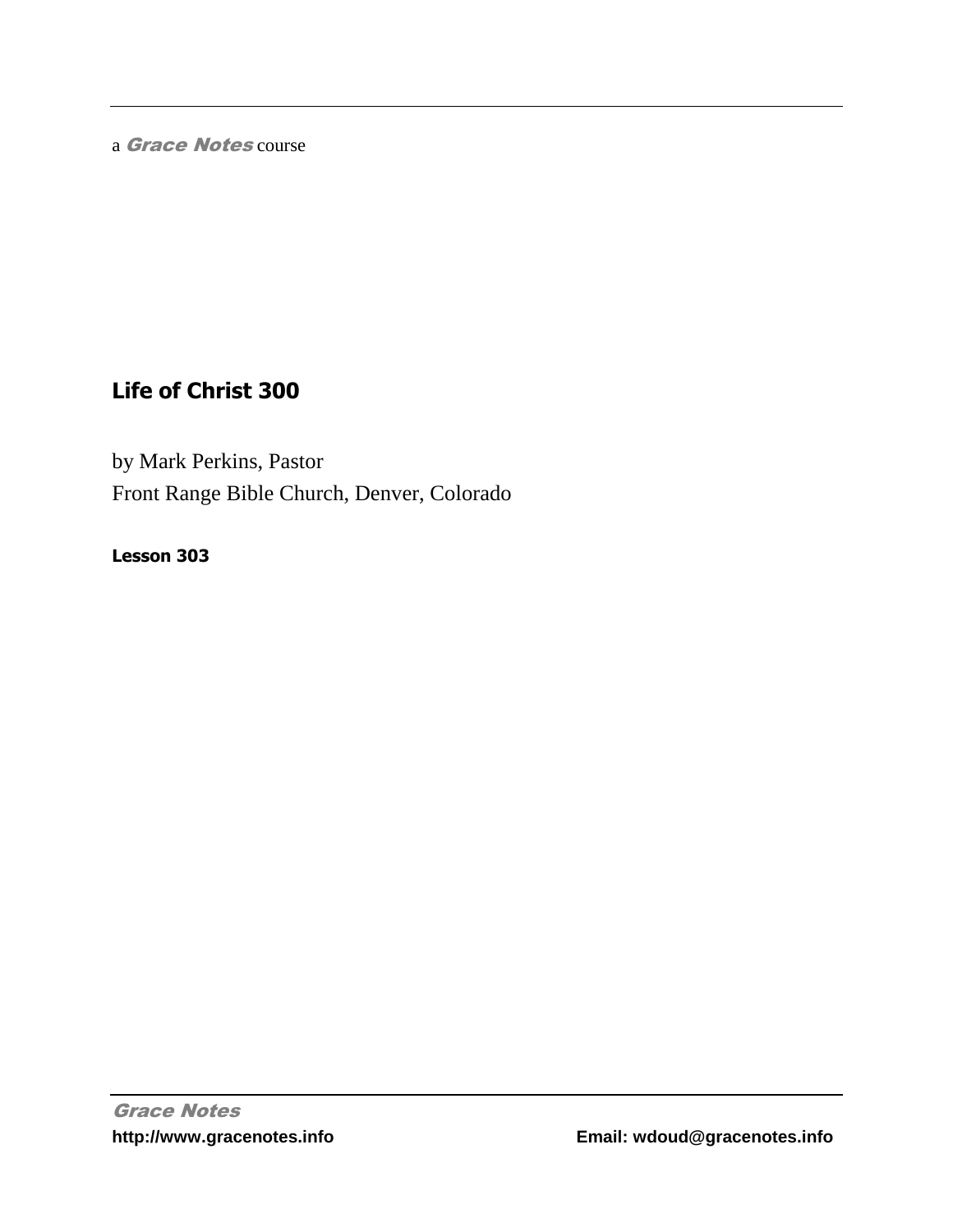a *Grace Notes* course

# Life of Christ 300

by Mark Perkins, Pastor

Front Range Bible Church, Denver, Colorado

**Lesson 303**

*Grace Notes*

**http://www.gracenotes.info** **Email: wdoud@gracenotes.info**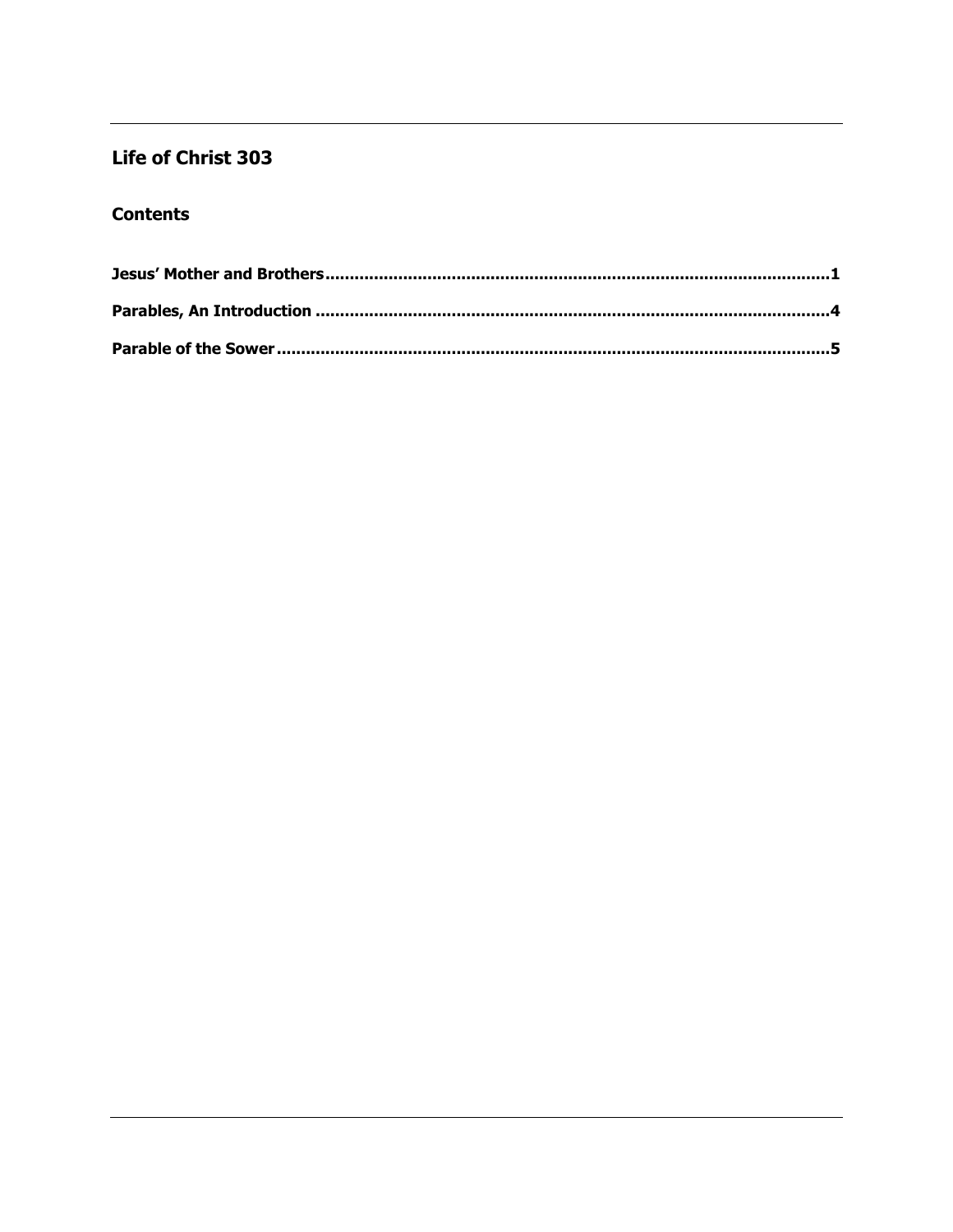## Life of Christ 303

### Contents

**Jesus' Mother and Brothers ........................................................................................................1**

**Parables, An Introduction ........................................................................................................4**

**Parable of the Sower ................................................................................................................5**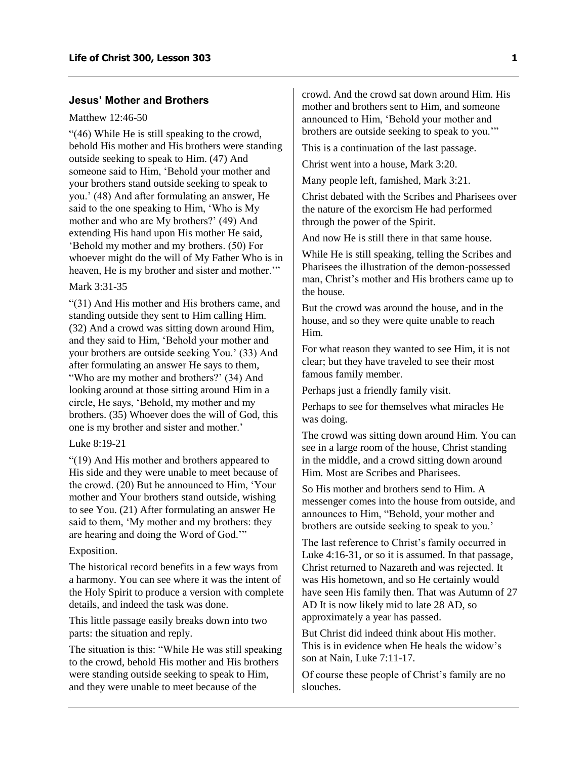## Jesus' Mother and Brothers

Matthew 12:46-50

"(46) While He is still speaking to the crowd, behold His mother and His brothers were standing outside seeking to speak to Him. (47) And someone said to Him, 'Behold your mother and your brothers stand outside seeking to speak to you.' (48) And after formulating an answer, He said to the one speaking to Him, 'Who is My mother and who are My brothers?' (49) And extending His hand upon His mother He said, 'Behold my mother and my brothers. (50) For whoever might do the will of My Father Who is in heaven, He is my brother and sister and mother.'"

Mark 3:31-35

"(31) And His mother and His brothers came, and standing outside they sent to Him calling Him. (32) And a crowd was sitting down around Him, and they said to Him, 'Behold your mother and your brothers are outside seeking You.' (33) And after formulating an answer He says to them, "Who are my mother and brothers?' (34) And looking around at those sitting around Him in a circle, He says, 'Behold, my mother and my brothers. (35) Whoever does the will of God, this one is my brother and sister and mother.'

Luke 8:19-21

"(19) And His mother and brothers appeared to His side and they were unable to meet because of the crowd. (20) But he announced to Him, 'Your mother and Your brothers stand outside, wishing to see You. (21) After formulating an answer He said to them, 'My mother and my brothers: they are hearing and doing the Word of God.'"

Exposition.

The historical record benefits in a few ways from a harmony. You can see where it was the intent of the Holy Spirit to produce a version with complete details, and indeed the task was done.

This little passage easily breaks down into two parts: the situation and reply.

The situation is this: "While He was still speaking to the crowd, behold His mother and His brothers were standing outside seeking to speak to Him, and they were unable to meet because of the crowd. And the crowd sat down around Him. His mother and brothers sent to Him, and someone announced to Him, 'Behold your mother and brothers are outside seeking to speak to you.'"

This is a continuation of the last passage.

Christ went into a house, Mark 3:20.

Many people left, famished, Mark 3:21.

Christ debated with the Scribes and Pharisees over the nature of the exorcism He had performed through the power of the Spirit.

And now He is still there in that same house.

While He is still speaking, telling the Scribes and Pharisees the illustration of the demon-possessed man, Christ's mother and His brothers came up to the house.

But the crowd was around the house, and in the house, and so they were quite unable to reach Him.

For what reason they wanted to see Him, it is not clear; but they have traveled to see their most famous family member.

Perhaps just a friendly family visit.

Perhaps to see for themselves what miracles He was doing.

The crowd was sitting down around Him. You can see in a large room of the house, Christ standing in the middle, and a crowd sitting down around Him. Most are Scribes and Pharisees.

So His mother and brothers send to Him. A messenger comes into the house from outside, and announces to Him, "Behold, your mother and brothers are outside seeking to speak to you.'

The last reference to Christ's family occurred in Luke 4:16-31, or so it is assumed. In that passage, Christ returned to Nazareth and was rejected. It was His hometown, and so He certainly would have seen His family then. That was Autumn of 27 AD It is now likely mid to late 28 AD, so approximately a year has passed.

But Christ did indeed think about His mother. This is in evidence when He heals the widow's son at Nain, Luke 7:11-17.

Of course these people of Christ's family are no slouches.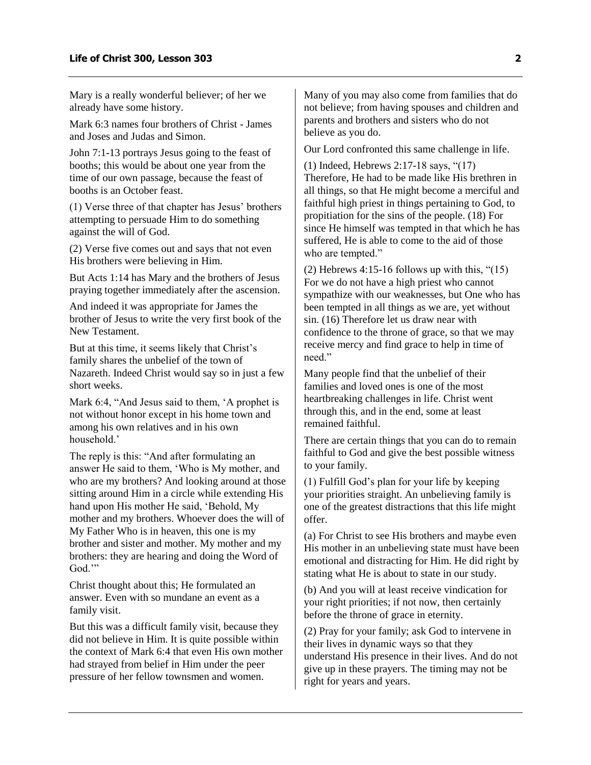Mary is a really wonderful believer; of her we already have some history.

Mark 6:3 names four brothers of Christ - James and Joses and Judas and Simon.

John 7:1-13 portrays Jesus going to the feast of booths; this would be about one year from the time of our own passage, because the feast of booths is an October feast.

(1) Verse three of that chapter has Jesus' brothers attempting to persuade Him to do something against the will of God.

(2) Verse five comes out and says that not even His brothers were believing in Him.

But Acts 1:14 has Mary and the brothers of Jesus praying together immediately after the ascension.

And indeed it was appropriate for James the brother of Jesus to write the very first book of the New Testament.

But at this time, it seems likely that Christ's family shares the unbelief of the town of Nazareth. Indeed Christ would say so in just a few short weeks.

Mark 6:4, "And Jesus said to them, 'A prophet is not without honor except in his home town and among his own relatives and in his own household.'

The reply is this: "And after formulating an answer He said to them, 'Who is My mother, and who are my brothers? And looking around at those sitting around Him in a circle while extending His hand upon His mother He said, 'Behold, My mother and my brothers. Whoever does the will of My Father Who is in heaven, this one is my brother and sister and mother. My mother and my brothers: they are hearing and doing the Word of God.'"

Christ thought about this; He formulated an answer. Even with so mundane an event as a family visit.

But this was a difficult family visit, because they did not believe in Him. It is quite possible within the context of Mark 6:4 that even His own mother had strayed from belief in Him under the peer pressure of her fellow townsmen and women.

Many of you may also come from families that do not believe; from having spouses and children and parents and brothers and sisters who do not believe as you do.

Our Lord confronted this same challenge in life.

(1) Indeed, Hebrews 2:17-18 says, "(17) Therefore, He had to be made like His brethren in all things, so that He might become a merciful and faithful high priest in things pertaining to God, to propitiation for the sins of the people. (18) For since He himself was tempted in that which he has suffered, He is able to come to the aid of those who are tempted."

(2) Hebrews 4:15-16 follows up with this, "(15) For we do not have a high priest who cannot sympathize with our weaknesses, but One who has been tempted in all things as we are, yet without sin. (16) Therefore let us draw near with confidence to the throne of grace, so that we may receive mercy and find grace to help in time of need."

Many people find that the unbelief of their families and loved ones is one of the most heartbreaking challenges in life. Christ went through this, and in the end, some at least remained faithful.

There are certain things that you can do to remain faithful to God and give the best possible witness to your family.

(1) Fulfill God's plan for your life by keeping your priorities straight. An unbelieving family is one of the greatest distractions that this life might offer.

(a) For Christ to see His brothers and maybe even His mother in an unbelieving state must have been emotional and distracting for Him. He did right by stating what He is about to state in our study.

(b) And you will at least receive vindication for your right priorities; if not now, then certainly before the throne of grace in eternity.

(2) Pray for your family; ask God to intervene in their lives in dynamic ways so that they understand His presence in their lives. And do not give up in these prayers. The timing may not be right for years and years.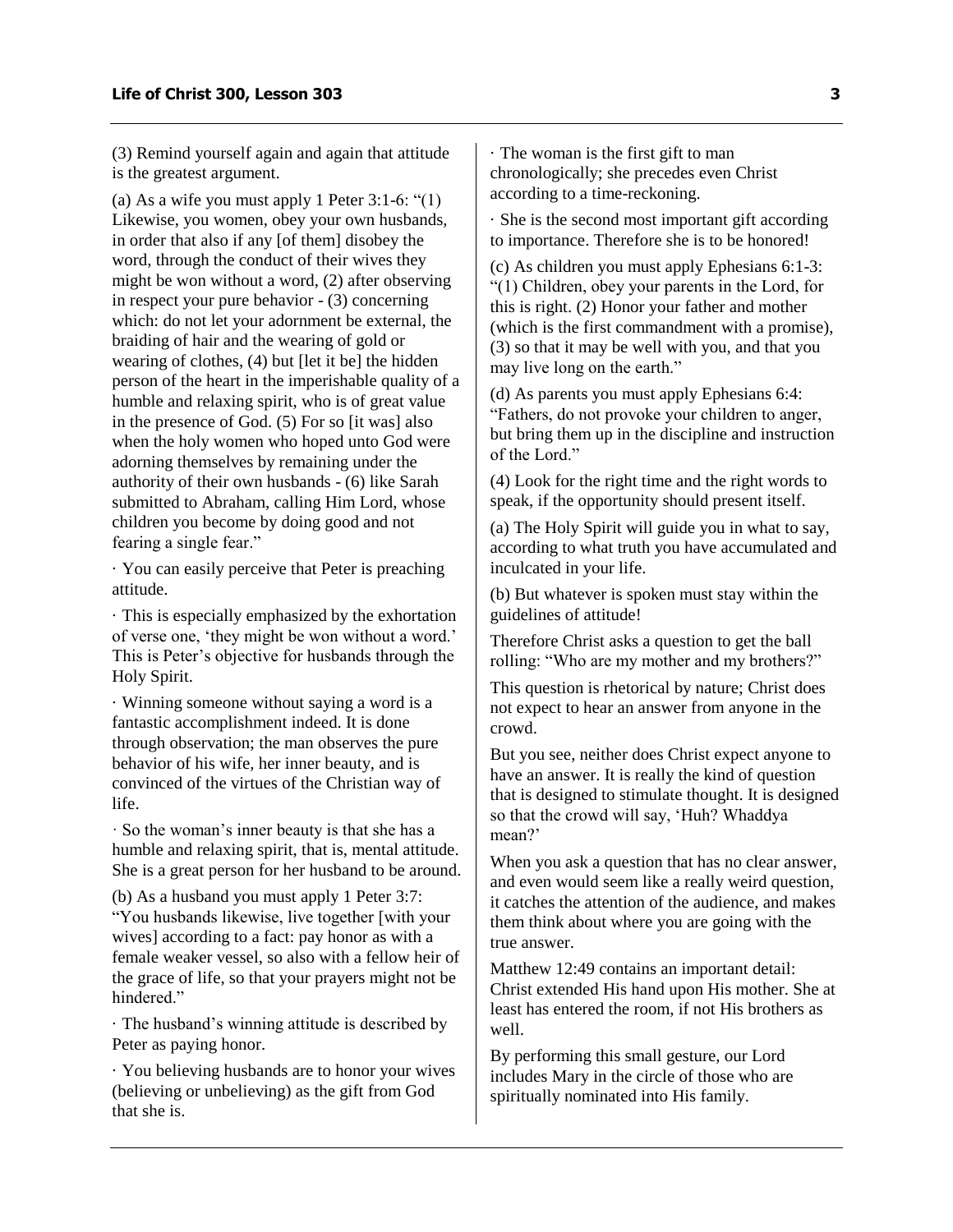(3) Remind yourself again and again that attitude is the greatest argument.

(a) As a wife you must apply 1 Peter 3:1-6: "(1) Likewise, you women, obey your own husbands, in order that also if any [of them] disobey the word, through the conduct of their wives they might be won without a word, (2) after observing in respect your pure behavior - (3) concerning which: do not let your adornment be external, the braiding of hair and the wearing of gold or wearing of clothes, (4) but [let it be] the hidden person of the heart in the imperishable quality of a humble and relaxing spirit, who is of great value in the presence of God. (5) For so [it was] also when the holy women who hoped unto God were adorning themselves by remaining under the authority of their own husbands - (6) like Sarah submitted to Abraham, calling Him Lord, whose children you become by doing good and not fearing a single fear."

· You can easily perceive that Peter is preaching attitude.

· This is especially emphasized by the exhortation of verse one, 'they might be won without a word.' This is Peter's objective for husbands through the Holy Spirit.

· Winning someone without saying a word is a fantastic accomplishment indeed. It is done through observation; the man observes the pure behavior of his wife, her inner beauty, and is convinced of the virtues of the Christian way of life.

· So the woman's inner beauty is that she has a humble and relaxing spirit, that is, mental attitude. She is a great person for her husband to be around.

(b) As a husband you must apply 1 Peter 3:7: "You husbands likewise, live together [with your wives] according to a fact: pay honor as with a female weaker vessel, so also with a fellow heir of the grace of life, so that your prayers might not be hindered."

· The husband's winning attitude is described by Peter as paying honor.

· You believing husbands are to honor your wives (believing or unbelieving) as the gift from God that she is.

· The woman is the first gift to man chronologically; she precedes even Christ according to a time-reckoning.

· She is the second most important gift according to importance. Therefore she is to be honored!

(c) As children you must apply Ephesians 6:1-3: "(1) Children, obey your parents in the Lord, for this is right. (2) Honor your father and mother (which is the first commandment with a promise), (3) so that it may be well with you, and that you may live long on the earth."

(d) As parents you must apply Ephesians 6:4: "Fathers, do not provoke your children to anger, but bring them up in the discipline and instruction of the Lord."

(4) Look for the right time and the right words to speak, if the opportunity should present itself.

(a) The Holy Spirit will guide you in what to say, according to what truth you have accumulated and inculcated in your life.

(b) But whatever is spoken must stay within the guidelines of attitude!

Therefore Christ asks a question to get the ball rolling: "Who are my mother and my brothers?"

This question is rhetorical by nature; Christ does not expect to hear an answer from anyone in the crowd.

But you see, neither does Christ expect anyone to have an answer. It is really the kind of question that is designed to stimulate thought. It is designed so that the crowd will say, 'Huh? Whaddya mean?'

When you ask a question that has no clear answer, and even would seem like a really weird question, it catches the attention of the audience, and makes them think about where you are going with the true answer.

Matthew 12:49 contains an important detail: Christ extended His hand upon His mother. She at least has entered the room, if not His brothers as well.

By performing this small gesture, our Lord includes Mary in the circle of those who are spiritually nominated into His family.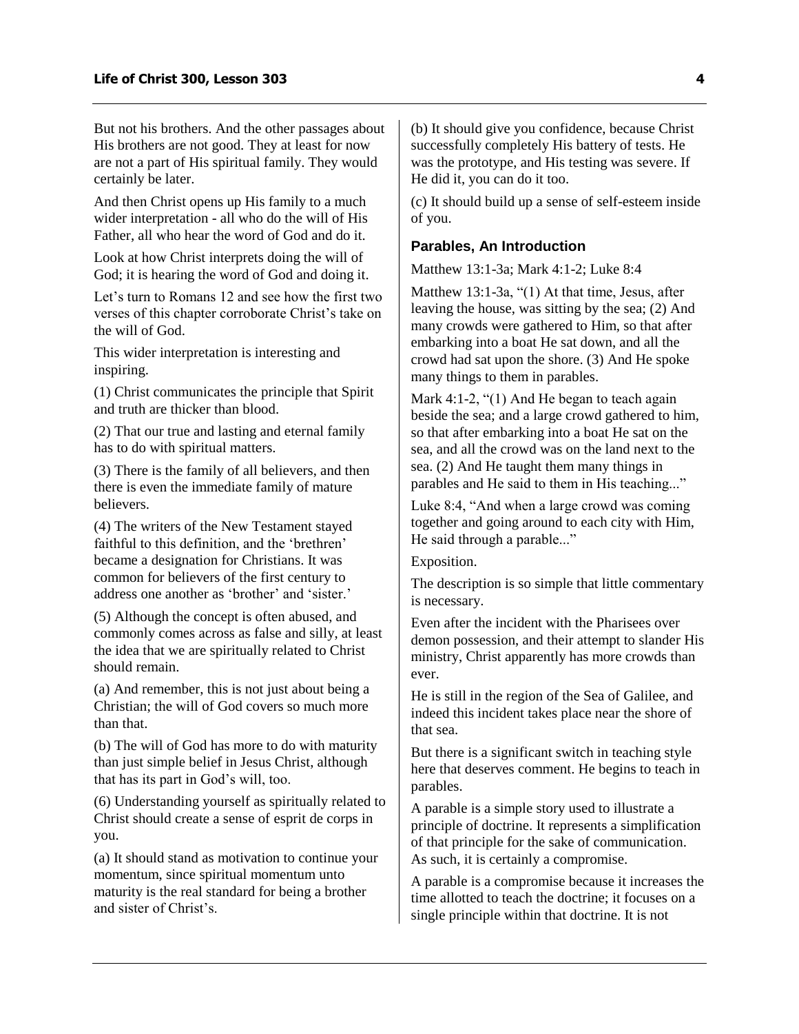But not his brothers. And the other passages about His brothers are not good. They at least for now are not a part of His spiritual family. They would certainly be later.

And then Christ opens up His family to a much wider interpretation - all who do the will of His Father, all who hear the word of God and do it.

Look at how Christ interprets doing the will of God; it is hearing the word of God and doing it.

Let's turn to Romans 12 and see how the first two verses of this chapter corroborate Christ's take on the will of God.

This wider interpretation is interesting and inspiring.

(1) Christ communicates the principle that Spirit and truth are thicker than blood.

(2) That our true and lasting and eternal family has to do with spiritual matters.

(3) There is the family of all believers, and then there is even the immediate family of mature believers.

(4) The writers of the New Testament stayed faithful to this definition, and the 'brethren' became a designation for Christians. It was common for believers of the first century to address one another as 'brother' and 'sister.'

(5) Although the concept is often abused, and commonly comes across as false and silly, at least the idea that we are spiritually related to Christ should remain.

(a) And remember, this is not just about being a Christian; the will of God covers so much more than that.

(b) The will of God has more to do with maturity than just simple belief in Jesus Christ, although that has its part in God's will, too.

(6) Understanding yourself as spiritually related to Christ should create a sense of esprit de corps in you.

(a) It should stand as motivation to continue your momentum, since spiritual momentum unto maturity is the real standard for being a brother and sister of Christ's.

(b) It should give you confidence, because Christ successfully completely His battery of tests. He was the prototype, and His testing was severe. If He did it, you can do it too.

(c) It should build up a sense of self-esteem inside of you.

### Parables, An Introduction

Matthew 13:1-3a; Mark 4:1-2; Luke 8:4

Matthew 13:1-3a, "(1) At that time, Jesus, after leaving the house, was sitting by the sea; (2) And many crowds were gathered to Him, so that after embarking into a boat He sat down, and all the crowd had sat upon the shore. (3) And He spoke many things to them in parables.

Mark 4:1-2, "(1) And He began to teach again beside the sea; and a large crowd gathered to him, so that after embarking into a boat He sat on the sea, and all the crowd was on the land next to the sea. (2) And He taught them many things in parables and He said to them in His teaching..."

Luke 8:4, "And when a large crowd was coming together and going around to each city with Him, He said through a parable..."

Exposition.

The description is so simple that little commentary is necessary.

Even after the incident with the Pharisees over demon possession, and their attempt to slander His ministry, Christ apparently has more crowds than ever.

He is still in the region of the Sea of Galilee, and indeed this incident takes place near the shore of that sea.

But there is a significant switch in teaching style here that deserves comment. He begins to teach in parables.

A parable is a simple story used to illustrate a principle of doctrine. It represents a simplification of that principle for the sake of communication. As such, it is certainly a compromise.

A parable is a compromise because it increases the time allotted to teach the doctrine; it focuses on a single principle within that doctrine. It is not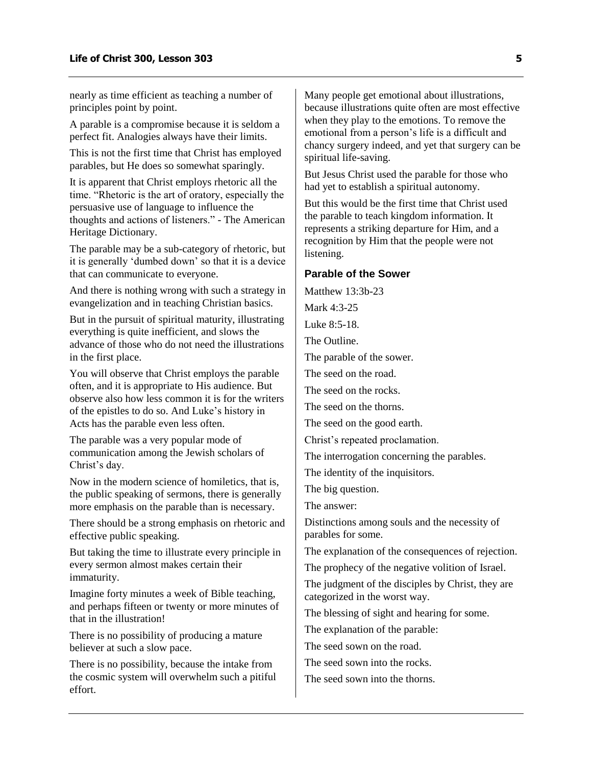nearly as time efficient as teaching a number of principles point by point.

A parable is a compromise because it is seldom a perfect fit. Analogies always have their limits.

This is not the first time that Christ has employed parables, but He does so somewhat sparingly.

It is apparent that Christ employs rhetoric all the time. "Rhetoric is the art of oratory, especially the persuasive use of language to influence the thoughts and actions of listeners." - The American Heritage Dictionary.

The parable may be a sub-category of rhetoric, but it is generally 'dumbed down' so that it is a device that can communicate to everyone.

And there is nothing wrong with such a strategy in evangelization and in teaching Christian basics.

But in the pursuit of spiritual maturity, illustrating everything is quite inefficient, and slows the advance of those who do not need the illustrations in the first place.

You will observe that Christ employs the parable often, and it is appropriate to His audience. But observe also how less common it is for the writers of the epistles to do so. And Luke's history in Acts has the parable even less often.

The parable was a very popular mode of communication among the Jewish scholars of Christ's day.

Now in the modern science of homiletics, that is, the public speaking of sermons, there is generally more emphasis on the parable than is necessary.

There should be a strong emphasis on rhetoric and effective public speaking.

But taking the time to illustrate every principle in every sermon almost makes certain their immaturity.

Imagine forty minutes a week of Bible teaching, and perhaps fifteen or twenty or more minutes of that in the illustration!

There is no possibility of producing a mature believer at such a slow pace.

There is no possibility, because the intake from the cosmic system will overwhelm such a pitiful effort.

Many people get emotional about illustrations, because illustrations quite often are most effective when they play to the emotions. To remove the emotional from a person's life is a difficult and chancy surgery indeed, and yet that surgery can be spiritual life-saving.

But Jesus Christ used the parable for those who had yet to establish a spiritual autonomy.

But this would be the first time that Christ used the parable to teach kingdom information. It represents a striking departure for Him, and a recognition by Him that the people were not listening.

### Parable of the Sower

Matthew 13:3b-23

Mark 4:3-25

Luke 8:5-18.

The Outline.

The parable of the sower.

The seed on the road.

The seed on the rocks.

The seed on the thorns.

The seed on the good earth.

Christ's repeated proclamation.

The interrogation concerning the parables.

The identity of the inquisitors.

The big question.

The answer:

Distinctions among souls and the necessity of parables for some.

The explanation of the consequences of rejection.

The prophecy of the negative volition of Israel.

The judgment of the disciples by Christ, they are categorized in the worst way.

The blessing of sight and hearing for some.

The explanation of the parable:

The seed sown on the road.

The seed sown into the rocks.

The seed sown into the thorns.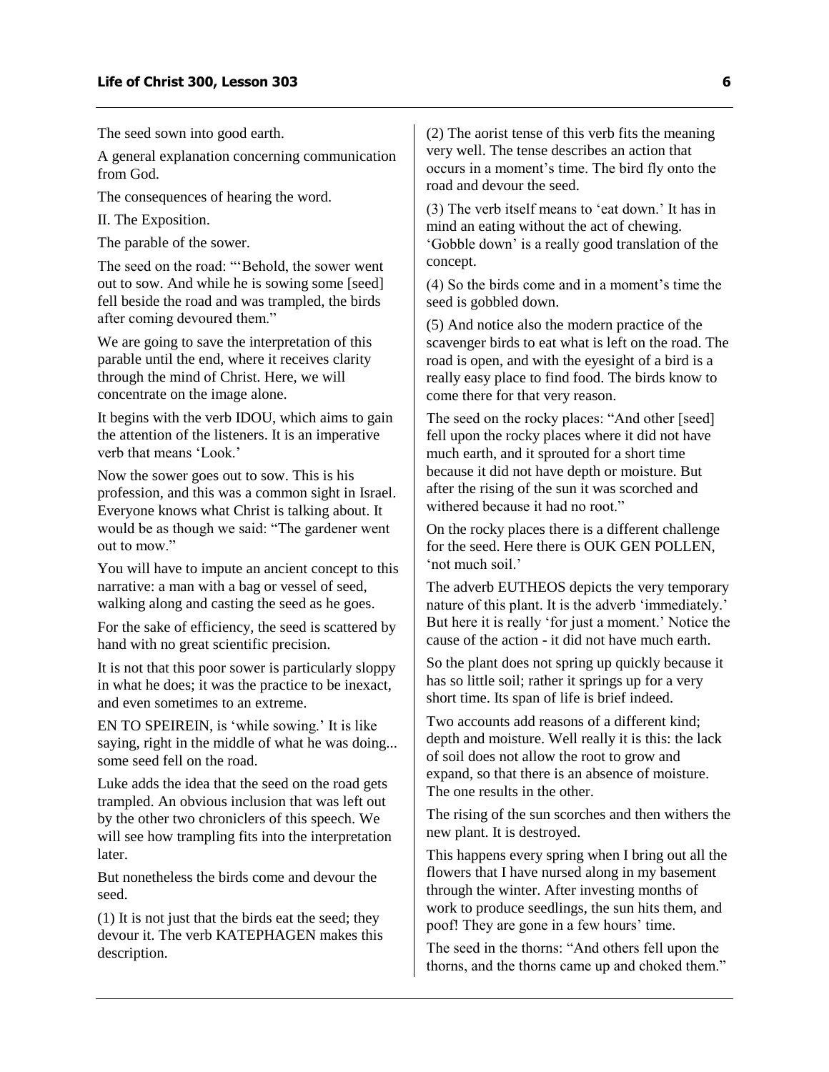The seed sown into good earth.

A general explanation concerning communication from God.

The consequences of hearing the word.

II. The Exposition.

The parable of the sower.

The seed on the road: "'Behold, the sower went out to sow. And while he is sowing some [seed] fell beside the road and was trampled, the birds after coming devoured them."

We are going to save the interpretation of this parable until the end, where it receives clarity through the mind of Christ. Here, we will concentrate on the image alone.

It begins with the verb IDOU, which aims to gain the attention of the listeners. It is an imperative verb that means 'Look.'

Now the sower goes out to sow. This is his profession, and this was a common sight in Israel. Everyone knows what Christ is talking about. It would be as though we said: "The gardener went out to mow."

You will have to impute an ancient concept to this narrative: a man with a bag or vessel of seed, walking along and casting the seed as he goes.

For the sake of efficiency, the seed is scattered by hand with no great scientific precision.

It is not that this poor sower is particularly sloppy in what he does; it was the practice to be inexact, and even sometimes to an extreme.

EN TO SPEIREIN, is 'while sowing.' It is like saying, right in the middle of what he was doing... some seed fell on the road.

Luke adds the idea that the seed on the road gets trampled. An obvious inclusion that was left out by the other two chroniclers of this speech. We will see how trampling fits into the interpretation later.

But nonetheless the birds come and devour the seed.

(1) It is not just that the birds eat the seed; they devour it. The verb KATEPHAGEN makes this description.

(2) The aorist tense of this verb fits the meaning very well. The tense describes an action that occurs in a moment's time. The bird fly onto the road and devour the seed.

(3) The verb itself means to 'eat down.' It has in mind an eating without the act of chewing. 'Gobble down' is a really good translation of the concept.

(4) So the birds come and in a moment's time the seed is gobbled down.

(5) And notice also the modern practice of the scavenger birds to eat what is left on the road. The road is open, and with the eyesight of a bird is a really easy place to find food. The birds know to come there for that very reason.

The seed on the rocky places: "And other [seed] fell upon the rocky places where it did not have much earth, and it sprouted for a short time because it did not have depth or moisture. But after the rising of the sun it was scorched and withered because it had no root."

On the rocky places there is a different challenge for the seed. Here there is OUK GEN POLLEN, 'not much soil.'

The adverb EUTHEOS depicts the very temporary nature of this plant. It is the adverb 'immediately.' But here it is really 'for just a moment.' Notice the cause of the action - it did not have much earth.

So the plant does not spring up quickly because it has so little soil; rather it springs up for a very short time. Its span of life is brief indeed.

Two accounts add reasons of a different kind; depth and moisture. Well really it is this: the lack of soil does not allow the root to grow and expand, so that there is an absence of moisture. The one results in the other.

The rising of the sun scorches and then withers the new plant. It is destroyed.

This happens every spring when I bring out all the flowers that I have nursed along in my basement through the winter. After investing months of work to produce seedlings, the sun hits them, and poof! They are gone in a few hours' time.

The seed in the thorns: "And others fell upon the thorns, and the thorns came up and choked them."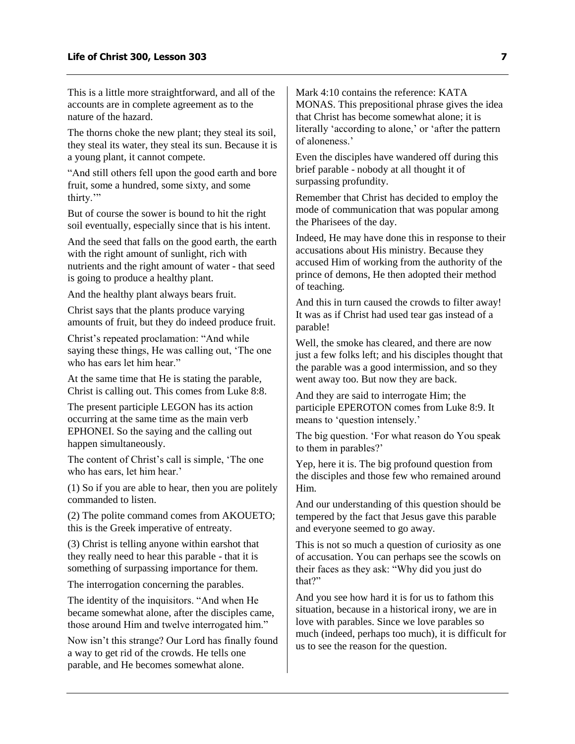This is a little more straightforward, and all of the accounts are in complete agreement as to the nature of the hazard.

The thorns choke the new plant; they steal its soil, they steal its water, they steal its sun. Because it is a young plant, it cannot compete.

"And still others fell upon the good earth and bore fruit, some a hundred, some sixty, and some thirty.'"

But of course the sower is bound to hit the right soil eventually, especially since that is his intent.

And the seed that falls on the good earth, the earth with the right amount of sunlight, rich with nutrients and the right amount of water - that seed is going to produce a healthy plant.

And the healthy plant always bears fruit.

Christ says that the plants produce varying amounts of fruit, but they do indeed produce fruit.

Christ's repeated proclamation: "And while saying these things, He was calling out, 'The one who has ears let him hear."

At the same time that He is stating the parable, Christ is calling out. This comes from Luke 8:8.

The present participle LEGON has its action occurring at the same time as the main verb EPHONEI. So the saying and the calling out happen simultaneously.

The content of Christ's call is simple, 'The one who has ears, let him hear.'

(1) So if you are able to hear, then you are politely commanded to listen.

(2) The polite command comes from AKOUETO; this is the Greek imperative of entreaty.

(3) Christ is telling anyone within earshot that they really need to hear this parable - that it is something of surpassing importance for them.

The interrogation concerning the parables.

The identity of the inquisitors. "And when He became somewhat alone, after the disciples came, those around Him and twelve interrogated him."

Now isn't this strange? Our Lord has finally found a way to get rid of the crowds. He tells one parable, and He becomes somewhat alone.

Mark 4:10 contains the reference: KATA MONAS. This prepositional phrase gives the idea that Christ has become somewhat alone; it is literally 'according to alone,' or 'after the pattern of aloneness.'

Even the disciples have wandered off during this brief parable - nobody at all thought it of surpassing profundity.

Remember that Christ has decided to employ the mode of communication that was popular among the Pharisees of the day.

Indeed, He may have done this in response to their accusations about His ministry. Because they accused Him of working from the authority of the prince of demons, He then adopted their method of teaching.

And this in turn caused the crowds to filter away! It was as if Christ had used tear gas instead of a parable!

Well, the smoke has cleared, and there are now just a few folks left; and his disciples thought that the parable was a good intermission, and so they went away too. But now they are back.

And they are said to interrogate Him; the participle EPEROTON comes from Luke 8:9. It means to 'question intensely.'

The big question. 'For what reason do You speak to them in parables?'

Yep, here it is. The big profound question from the disciples and those few who remained around Him.

And our understanding of this question should be tempered by the fact that Jesus gave this parable and everyone seemed to go away.

This is not so much a question of curiosity as one of accusation. You can perhaps see the scowls on their faces as they ask: "Why did you just do that?"

And you see how hard it is for us to fathom this situation, because in a historical irony, we are in love with parables. Since we love parables so much (indeed, perhaps too much), it is difficult for us to see the reason for the question.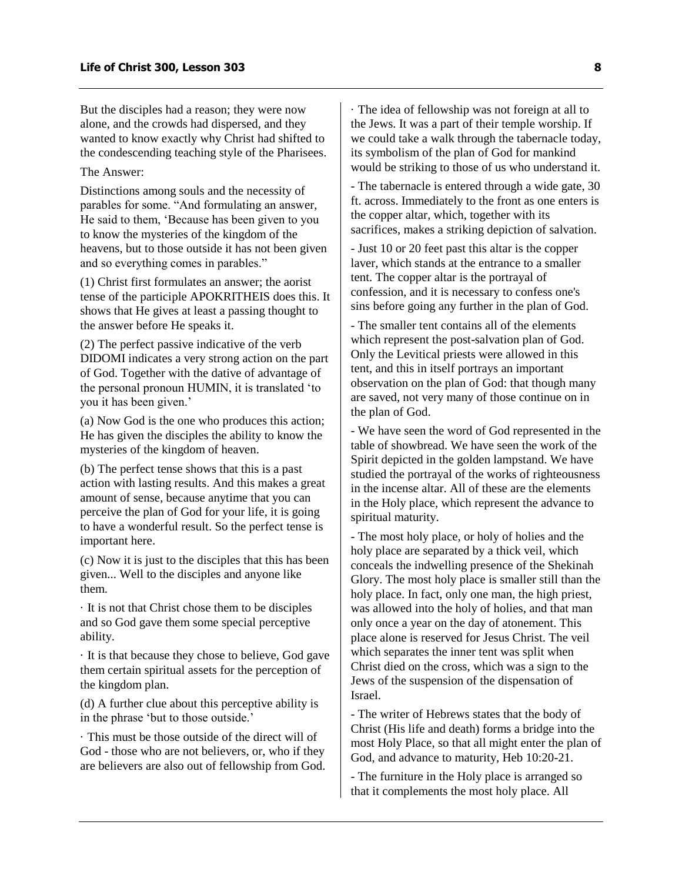But the disciples had a reason; they were now alone, and the crowds had dispersed, and they wanted to know exactly why Christ had shifted to the condescending teaching style of the Pharisees.

The Answer:

Distinctions among souls and the necessity of parables for some. "And formulating an answer, He said to them, 'Because has been given to you to know the mysteries of the kingdom of the heavens, but to those outside it has not been given and so everything comes in parables."

(1) Christ first formulates an answer; the aorist tense of the participle APOKRITHEIS does this. It shows that He gives at least a passing thought to the answer before He speaks it.

(2) The perfect passive indicative of the verb DIDOMI indicates a very strong action on the part of God. Together with the dative of advantage of the personal pronoun HUMIN, it is translated 'to you it has been given.'

(a) Now God is the one who produces this action; He has given the disciples the ability to know the mysteries of the kingdom of heaven.

(b) The perfect tense shows that this is a past action with lasting results. And this makes a great amount of sense, because anytime that you can perceive the plan of God for your life, it is going to have a wonderful result. So the perfect tense is important here.

(c) Now it is just to the disciples that this has been given... Well to the disciples and anyone like them.

· It is not that Christ chose them to be disciples and so God gave them some special perceptive ability.

· It is that because they chose to believe, God gave them certain spiritual assets for the perception of the kingdom plan.

(d) A further clue about this perceptive ability is in the phrase 'but to those outside.'

· This must be those outside of the direct will of God - those who are not believers, or, who if they are believers are also out of fellowship from God.

· The idea of fellowship was not foreign at all to the Jews. It was a part of their temple worship. If we could take a walk through the tabernacle today, its symbolism of the plan of God for mankind would be striking to those of us who understand it.

- The tabernacle is entered through a wide gate, 30 ft. across. Immediately to the front as one enters is the copper altar, which, together with its sacrifices, makes a striking depiction of salvation.

- Just 10 or 20 feet past this altar is the copper laver, which stands at the entrance to a smaller tent. The copper altar is the portrayal of confession, and it is necessary to confess one's sins before going any further in the plan of God.

- The smaller tent contains all of the elements which represent the post-salvation plan of God. Only the Levitical priests were allowed in this tent, and this in itself portrays an important observation on the plan of God: that though many are saved, not very many of those continue on in the plan of God.

- We have seen the word of God represented in the table of showbread. We have seen the work of the Spirit depicted in the golden lampstand. We have studied the portrayal of the works of righteousness in the incense altar. All of these are the elements in the Holy place, which represent the advance to spiritual maturity.

- The most holy place, or holy of holies and the holy place are separated by a thick veil, which conceals the indwelling presence of the Shekinah Glory. The most holy place is smaller still than the holy place. In fact, only one man, the high priest, was allowed into the holy of holies, and that man only once a year on the day of atonement. This place alone is reserved for Jesus Christ. The veil which separates the inner tent was split when Christ died on the cross, which was a sign to the Jews of the suspension of the dispensation of Israel.

- The writer of Hebrews states that the body of Christ (His life and death) forms a bridge into the most Holy Place, so that all might enter the plan of God, and advance to maturity, Heb 10:20-21.

- The furniture in the Holy place is arranged so that it complements the most holy place. All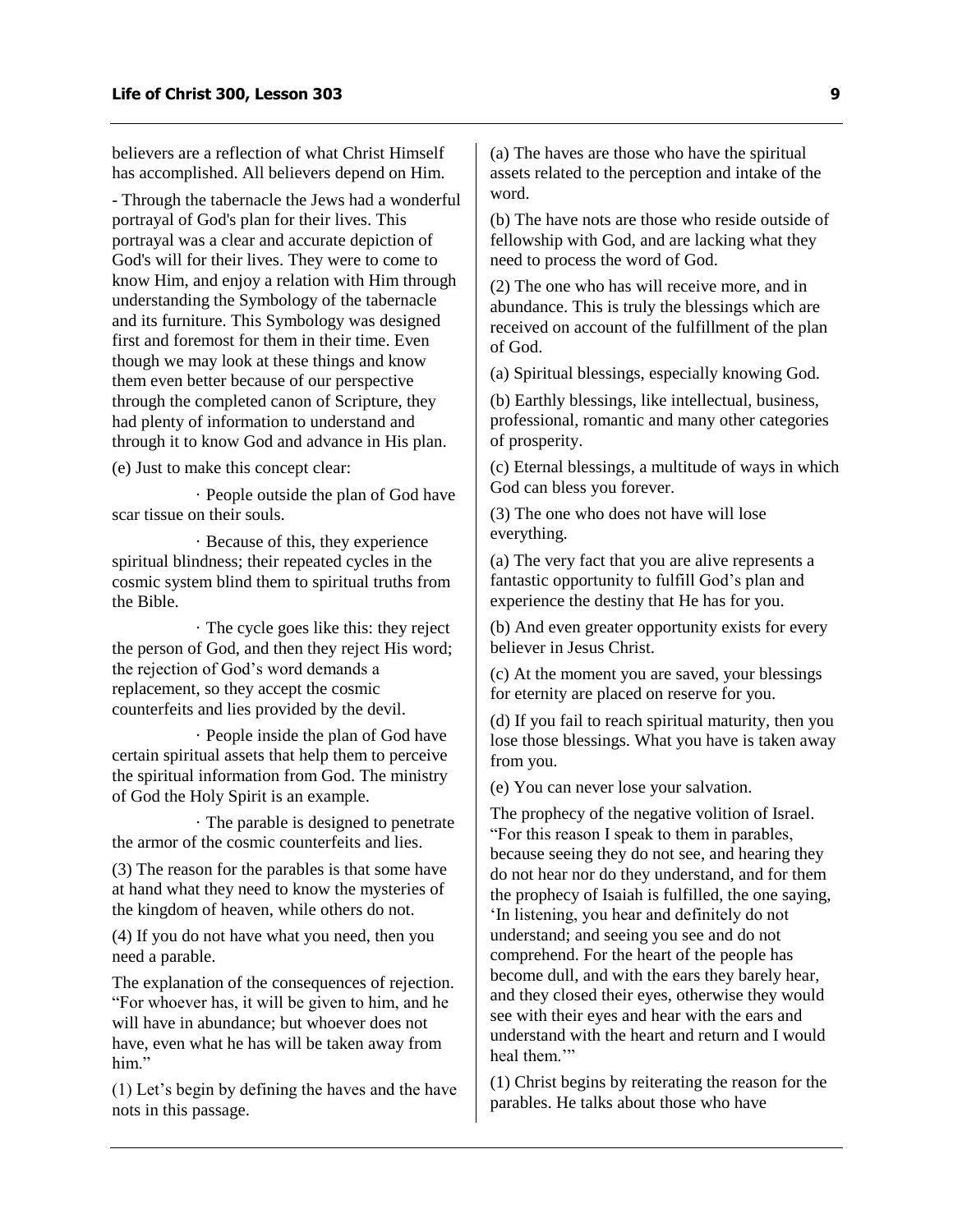believers are a reflection of what Christ Himself has accomplished. All believers depend on Him.

- Through the tabernacle the Jews had a wonderful portrayal of God's plan for their lives. This portrayal was a clear and accurate depiction of God's will for their lives. They were to come to know Him, and enjoy a relation with Him through understanding the Symbology of the tabernacle and its furniture. This Symbology was designed first and foremost for them in their time. Even though we may look at these things and know them even better because of our perspective through the completed canon of Scripture, they had plenty of information to understand and through it to know God and advance in His plan.

(e) Just to make this concept clear:

· People outside the plan of God have scar tissue on their souls.

· Because of this, they experience spiritual blindness; their repeated cycles in the cosmic system blind them to spiritual truths from the Bible.

· The cycle goes like this: they reject the person of God, and then they reject His word; the rejection of God's word demands a replacement, so they accept the cosmic counterfeits and lies provided by the devil.

· People inside the plan of God have certain spiritual assets that help them to perceive the spiritual information from God. The ministry of God the Holy Spirit is an example.

· The parable is designed to penetrate the armor of the cosmic counterfeits and lies.

(3) The reason for the parables is that some have at hand what they need to know the mysteries of the kingdom of heaven, while others do not.

(4) If you do not have what you need, then you need a parable.

The explanation of the consequences of rejection. "For whoever has, it will be given to him, and he will have in abundance; but whoever does not have, even what he has will be taken away from him."

(1) Let's begin by defining the haves and the have nots in this passage.

(a) The haves are those who have the spiritual assets related to the perception and intake of the word.

(b) The have nots are those who reside outside of fellowship with God, and are lacking what they need to process the word of God.

(2) The one who has will receive more, and in abundance. This is truly the blessings which are received on account of the fulfillment of the plan of God.

(a) Spiritual blessings, especially knowing God.

(b) Earthly blessings, like intellectual, business, professional, romantic and many other categories of prosperity.

(c) Eternal blessings, a multitude of ways in which God can bless you forever.

(3) The one who does not have will lose everything.

(a) The very fact that you are alive represents a fantastic opportunity to fulfill God's plan and experience the destiny that He has for you.

(b) And even greater opportunity exists for every believer in Jesus Christ.

(c) At the moment you are saved, your blessings for eternity are placed on reserve for you.

(d) If you fail to reach spiritual maturity, then you lose those blessings. What you have is taken away from you.

(e) You can never lose your salvation.

The prophecy of the negative volition of Israel. "For this reason I speak to them in parables, because seeing they do not see, and hearing they do not hear nor do they understand, and for them the prophecy of Isaiah is fulfilled, the one saying, 'In listening, you hear and definitely do not understand; and seeing you see and do not comprehend. For the heart of the people has become dull, and with the ears they barely hear, and they closed their eyes, otherwise they would see with their eyes and hear with the ears and understand with the heart and return and I would heal them.'"

(1) Christ begins by reiterating the reason for the parables. He talks about those who have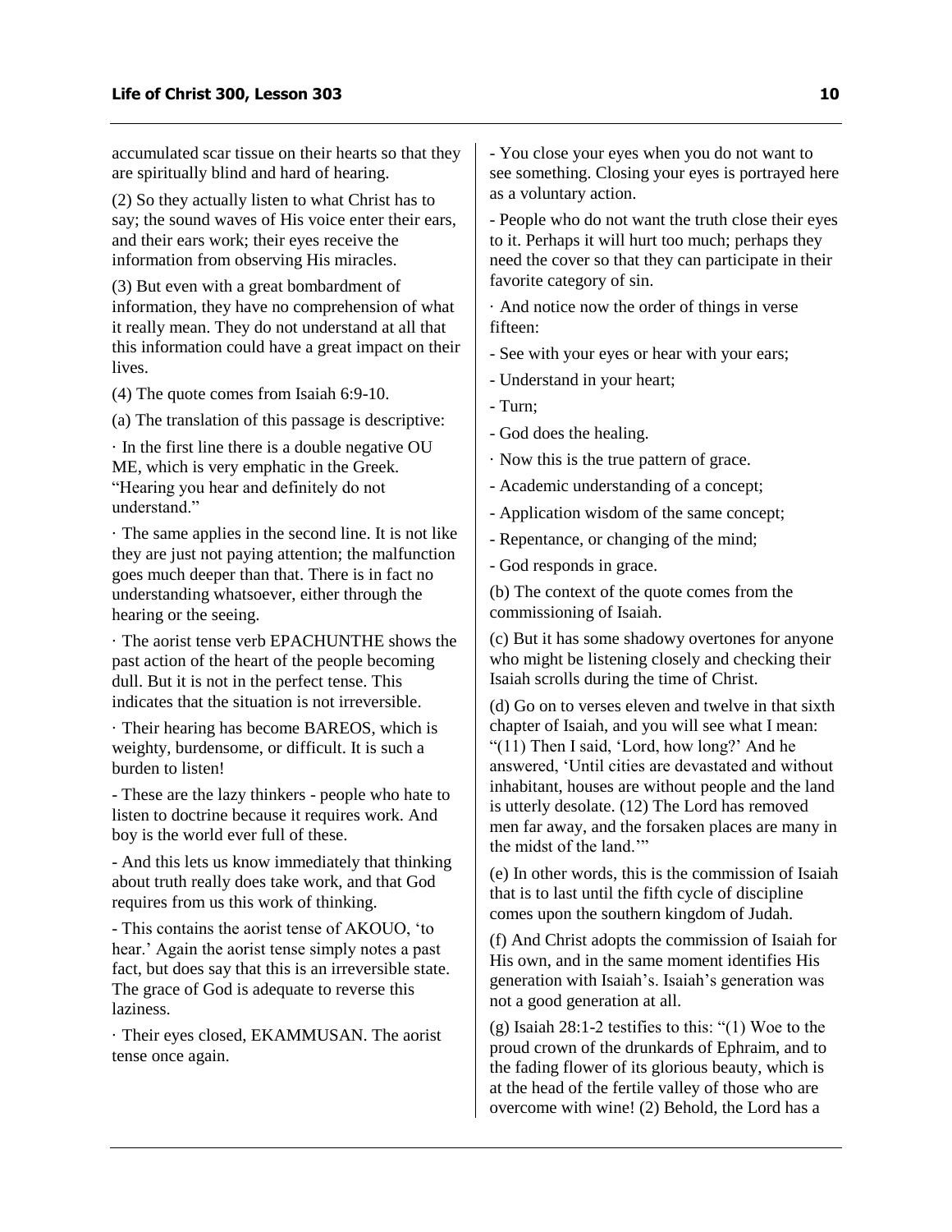accumulated scar tissue on their hearts so that they are spiritually blind and hard of hearing.

(2) So they actually listen to what Christ has to say; the sound waves of His voice enter their ears, and their ears work; their eyes receive the information from observing His miracles.

(3) But even with a great bombardment of information, they have no comprehension of what it really mean. They do not understand at all that this information could have a great impact on their lives.

(4) The quote comes from Isaiah 6:9-10.

(a) The translation of this passage is descriptive:

· In the first line there is a double negative OU ME, which is very emphatic in the Greek. "Hearing you hear and definitely do not understand."

· The same applies in the second line. It is not like they are just not paying attention; the malfunction goes much deeper than that. There is in fact no understanding whatsoever, either through the hearing or the seeing.

· The aorist tense verb EPACHUNTHE shows the past action of the heart of the people becoming dull. But it is not in the perfect tense. This indicates that the situation is not irreversible.

· Their hearing has become BAREOS, which is weighty, burdensome, or difficult. It is such a burden to listen!

- These are the lazy thinkers - people who hate to listen to doctrine because it requires work. And boy is the world ever full of these.

- And this lets us know immediately that thinking about truth really does take work, and that God requires from us this work of thinking.

- This contains the aorist tense of AKOUO, 'to hear.' Again the aorist tense simply notes a past fact, but does say that this is an irreversible state. The grace of God is adequate to reverse this laziness.

· Their eyes closed, EKAMMUSAN. The aorist tense once again.

- You close your eyes when you do not want to see something. Closing your eyes is portrayed here as a voluntary action.

- People who do not want the truth close their eyes to it. Perhaps it will hurt too much; perhaps they need the cover so that they can participate in their favorite category of sin.

· And notice now the order of things in verse fifteen:

- See with your eyes or hear with your ears;

- Understand in your heart;

- Turn;

- God does the healing.

· Now this is the true pattern of grace.

- Academic understanding of a concept;

- Application wisdom of the same concept;

- Repentance, or changing of the mind;

- God responds in grace.

(b) The context of the quote comes from the commissioning of Isaiah.

(c) But it has some shadowy overtones for anyone who might be listening closely and checking their Isaiah scrolls during the time of Christ.

(d) Go on to verses eleven and twelve in that sixth chapter of Isaiah, and you will see what I mean: "(11) Then I said, 'Lord, how long?' And he answered, 'Until cities are devastated and without inhabitant, houses are without people and the land is utterly desolate. (12) The Lord has removed men far away, and the forsaken places are many in the midst of the land.'"

(e) In other words, this is the commission of Isaiah that is to last until the fifth cycle of discipline comes upon the southern kingdom of Judah.

(f) And Christ adopts the commission of Isaiah for His own, and in the same moment identifies His generation with Isaiah's. Isaiah's generation was not a good generation at all.

(g) Isaiah 28:1-2 testifies to this: "(1) Woe to the proud crown of the drunkards of Ephraim, and to the fading flower of its glorious beauty, which is at the head of the fertile valley of those who are overcome with wine! (2) Behold, the Lord has a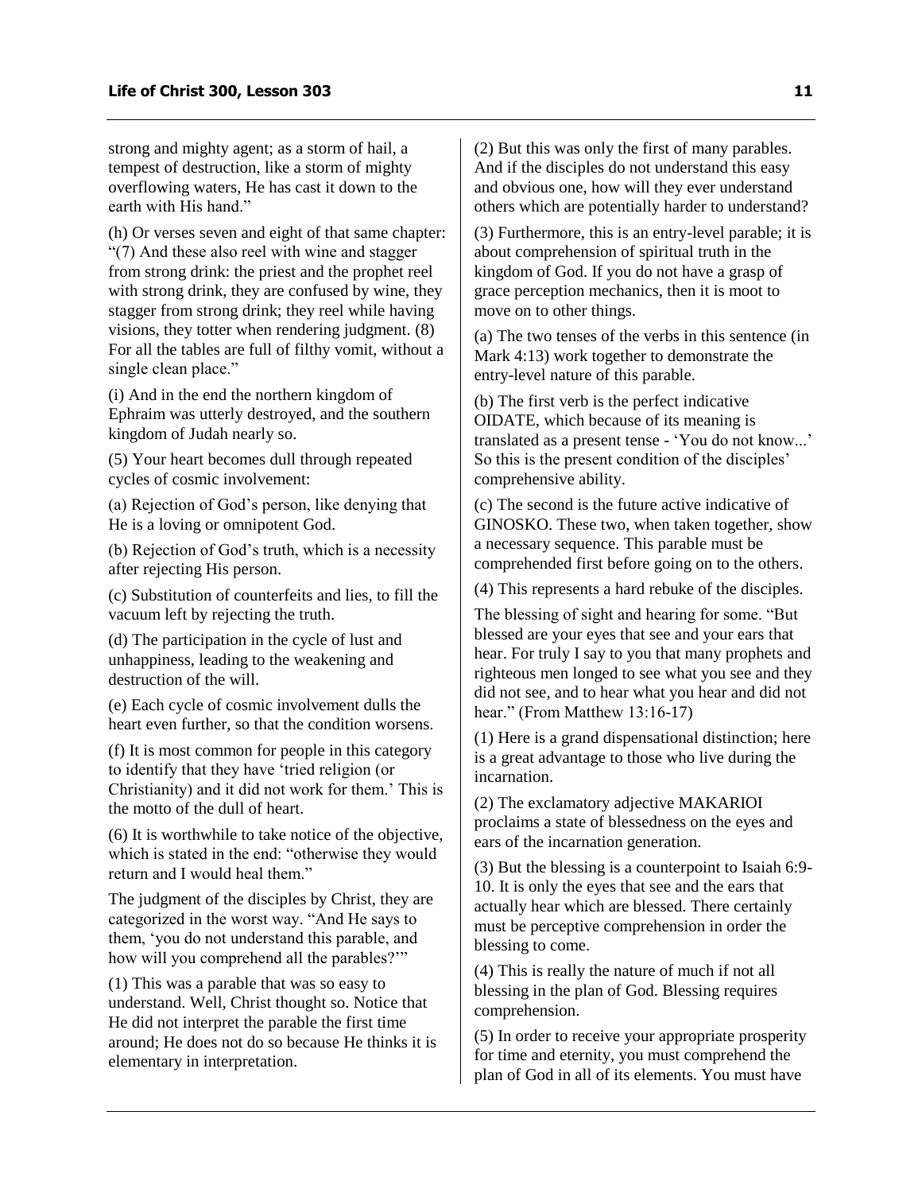strong and mighty agent; as a storm of hail, a tempest of destruction, like a storm of mighty overflowing waters, He has cast it down to the earth with His hand."

(h) Or verses seven and eight of that same chapter: "(7) And these also reel with wine and stagger from strong drink: the priest and the prophet reel with strong drink, they are confused by wine, they stagger from strong drink; they reel while having visions, they totter when rendering judgment. (8) For all the tables are full of filthy vomit, without a single clean place."

(i) And in the end the northern kingdom of Ephraim was utterly destroyed, and the southern kingdom of Judah nearly so.

(5) Your heart becomes dull through repeated cycles of cosmic involvement:

(a) Rejection of God's person, like denying that He is a loving or omnipotent God.

(b) Rejection of God's truth, which is a necessity after rejecting His person.

(c) Substitution of counterfeits and lies, to fill the vacuum left by rejecting the truth.

(d) The participation in the cycle of lust and unhappiness, leading to the weakening and destruction of the will.

(e) Each cycle of cosmic involvement dulls the heart even further, so that the condition worsens.

(f) It is most common for people in this category to identify that they have 'tried religion (or Christianity) and it did not work for them.' This is the motto of the dull of heart.

(6) It is worthwhile to take notice of the objective, which is stated in the end: "otherwise they would return and I would heal them."

The judgment of the disciples by Christ, they are categorized in the worst way. "And He says to them, 'you do not understand this parable, and how will you comprehend all the parables?'"

(1) This was a parable that was so easy to understand. Well, Christ thought so. Notice that He did not interpret the parable the first time around; He does not do so because He thinks it is elementary in interpretation.

(2) But this was only the first of many parables. And if the disciples do not understand this easy and obvious one, how will they ever understand others which are potentially harder to understand?

(3) Furthermore, this is an entry-level parable; it is about comprehension of spiritual truth in the kingdom of God. If you do not have a grasp of grace perception mechanics, then it is moot to move on to other things.

(a) The two tenses of the verbs in this sentence (in Mark 4:13) work together to demonstrate the entry-level nature of this parable.

(b) The first verb is the perfect indicative OIDATE, which because of its meaning is translated as a present tense - 'You do not know...' So this is the present condition of the disciples' comprehensive ability.

(c) The second is the future active indicative of GINOSKO. These two, when taken together, show a necessary sequence. This parable must be comprehended first before going on to the others.

(4) This represents a hard rebuke of the disciples.

The blessing of sight and hearing for some. "But blessed are your eyes that see and your ears that hear. For truly I say to you that many prophets and righteous men longed to see what you see and they did not see, and to hear what you hear and did not hear." (From Matthew 13:16-17)

(1) Here is a grand dispensational distinction; here is a great advantage to those who live during the incarnation.

(2) The exclamatory adjective MAKARIOI proclaims a state of blessedness on the eyes and ears of the incarnation generation.

(3) But the blessing is a counterpoint to Isaiah 6:9-10. It is only the eyes that see and the ears that actually hear which are blessed. There certainly must be perceptive comprehension in order the blessing to come.

(4) This is really the nature of much if not all blessing in the plan of God. Blessing requires comprehension.

(5) In order to receive your appropriate prosperity for time and eternity, you must comprehend the plan of God in all of its elements. You must have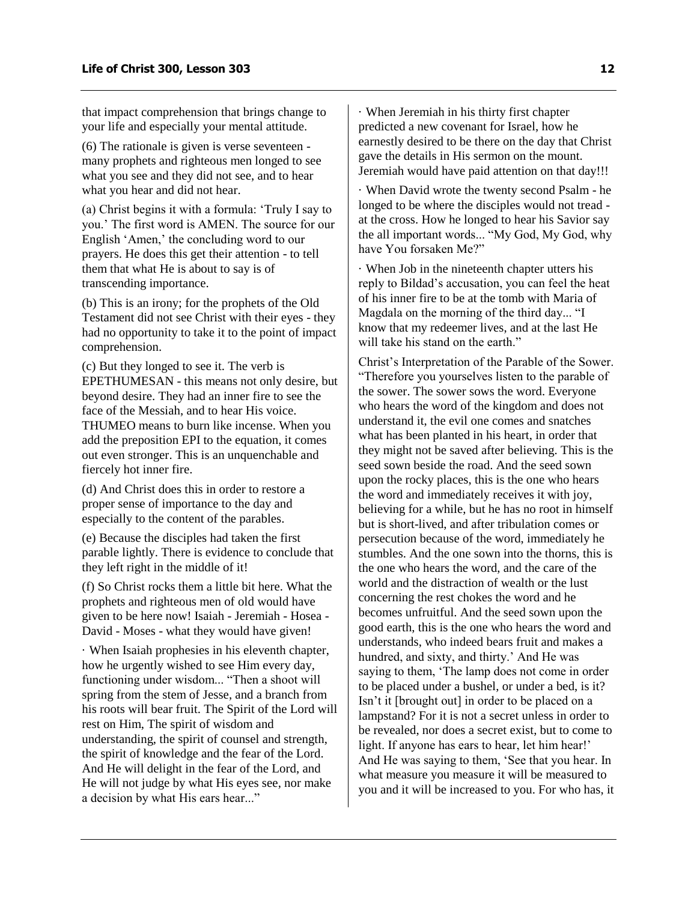that impact comprehension that brings change to your life and especially your mental attitude.

(6) The rationale is given is verse seventeen - many prophets and righteous men longed to see what you see and they did not see, and to hear what you hear and did not hear.

(a) Christ begins it with a formula: 'Truly I say to you.' The first word is AMEN. The source for our English 'Amen,' the concluding word to our prayers. He does this get their attention - to tell them that what He is about to say is of transcending importance.

(b) This is an irony; for the prophets of the Old Testament did not see Christ with their eyes - they had no opportunity to take it to the point of impact comprehension.

(c) But they longed to see it. The verb is EPETHUMESAN - this means not only desire, but beyond desire. They had an inner fire to see the face of the Messiah, and to hear His voice. THUMEO means to burn like incense. When you add the preposition EPI to the equation, it comes out even stronger. This is an unquenchable and fiercely hot inner fire.

(d) And Christ does this in order to restore a proper sense of importance to the day and especially to the content of the parables.

(e) Because the disciples had taken the first parable lightly. There is evidence to conclude that they left right in the middle of it!

(f) So Christ rocks them a little bit here. What the prophets and righteous men of old would have given to be here now! Isaiah - Jeremiah - Hosea - David - Moses - what they would have given!

· When Isaiah prophesies in his eleventh chapter, how he urgently wished to see Him every day, functioning under wisdom... "Then a shoot will spring from the stem of Jesse, and a branch from his roots will bear fruit. The Spirit of the Lord will rest on Him, The spirit of wisdom and understanding, the spirit of counsel and strength, the spirit of knowledge and the fear of the Lord. And He will delight in the fear of the Lord, and He will not judge by what His eyes see, nor make a decision by what His ears hear..."

· When Jeremiah in his thirty first chapter predicted a new covenant for Israel, how he earnestly desired to be there on the day that Christ gave the details in His sermon on the mount. Jeremiah would have paid attention on that day!!!

· When David wrote the twenty second Psalm - he longed to be where the disciples would not tread - at the cross. How he longed to hear his Savior say the all important words... "My God, My God, why have You forsaken Me?"

· When Job in the nineteenth chapter utters his reply to Bildad's accusation, you can feel the heat of his inner fire to be at the tomb with Maria of Magdala on the morning of the third day... "I know that my redeemer lives, and at the last He will take his stand on the earth."

Christ's Interpretation of the Parable of the Sower. "Therefore you yourselves listen to the parable of the sower. The sower sows the word. Everyone who hears the word of the kingdom and does not understand it, the evil one comes and snatches what has been planted in his heart, in order that they might not be saved after believing. This is the seed sown beside the road. And the seed sown upon the rocky places, this is the one who hears the word and immediately receives it with joy, believing for a while, but he has no root in himself but is short-lived, and after tribulation comes or persecution because of the word, immediately he stumbles. And the one sown into the thorns, this is the one who hears the word, and the care of the world and the distraction of wealth or the lust concerning the rest chokes the word and he becomes unfruitful. And the seed sown upon the good earth, this is the one who hears the word and understands, who indeed bears fruit and makes a hundred, and sixty, and thirty.' And He was saying to them, 'The lamp does not come in order to be placed under a bushel, or under a bed, is it? Isn't it [brought out] in order to be placed on a lampstand? For it is not a secret unless in order to be revealed, nor does a secret exist, but to come to light. If anyone has ears to hear, let him hear!' And He was saying to them, 'See that you hear. In what measure you measure it will be measured to you and it will be increased to you. For who has, it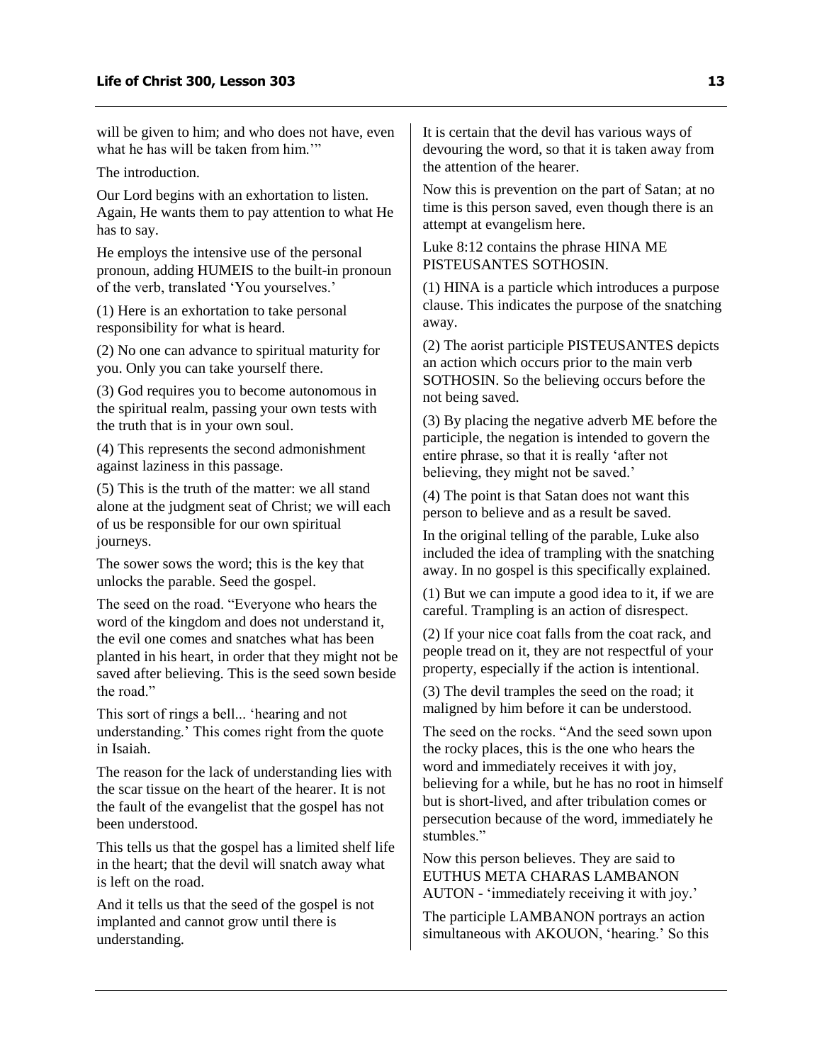will be given to him; and who does not have, even what he has will be taken from him.'"

The introduction.

Our Lord begins with an exhortation to listen. Again, He wants them to pay attention to what He has to say.

He employs the intensive use of the personal pronoun, adding HUMEIS to the built-in pronoun of the verb, translated 'You yourselves.'

(1) Here is an exhortation to take personal responsibility for what is heard.

(2) No one can advance to spiritual maturity for you. Only you can take yourself there.

(3) God requires you to become autonomous in the spiritual realm, passing your own tests with the truth that is in your own soul.

(4) This represents the second admonishment against laziness in this passage.

(5) This is the truth of the matter: we all stand alone at the judgment seat of Christ; we will each of us be responsible for our own spiritual journeys.

The sower sows the word; this is the key that unlocks the parable. Seed the gospel.

The seed on the road. "Everyone who hears the word of the kingdom and does not understand it, the evil one comes and snatches what has been planted in his heart, in order that they might not be saved after believing. This is the seed sown beside the road."

This sort of rings a bell... 'hearing and not understanding.' This comes right from the quote in Isaiah.

The reason for the lack of understanding lies with the scar tissue on the heart of the hearer. It is not the fault of the evangelist that the gospel has not been understood.

This tells us that the gospel has a limited shelf life in the heart; that the devil will snatch away what is left on the road.

And it tells us that the seed of the gospel is not implanted and cannot grow until there is understanding.

It is certain that the devil has various ways of devouring the word, so that it is taken away from the attention of the hearer.

Now this is prevention on the part of Satan; at no time is this person saved, even though there is an attempt at evangelism here.

Luke 8:12 contains the phrase HINA ME PISTEUSANTES SOTHOSIN.

(1) HINA is a particle which introduces a purpose clause. This indicates the purpose of the snatching away.

(2) The aorist participle PISTEUSANTES depicts an action which occurs prior to the main verb SOTHOSIN. So the believing occurs before the not being saved.

(3) By placing the negative adverb ME before the participle, the negation is intended to govern the entire phrase, so that it is really 'after not believing, they might not be saved.'

(4) The point is that Satan does not want this person to believe and as a result be saved.

In the original telling of the parable, Luke also included the idea of trampling with the snatching away. In no gospel is this specifically explained.

(1) But we can impute a good idea to it, if we are careful. Trampling is an action of disrespect.

(2) If your nice coat falls from the coat rack, and people tread on it, they are not respectful of your property, especially if the action is intentional.

(3) The devil tramples the seed on the road; it maligned by him before it can be understood.

The seed on the rocks. "And the seed sown upon the rocky places, this is the one who hears the word and immediately receives it with joy, believing for a while, but he has no root in himself but is short-lived, and after tribulation comes or persecution because of the word, immediately he stumbles."

Now this person believes. They are said to EUTHUS META CHARAS LAMBANON AUTON - 'immediately receiving it with joy.'

The participle LAMBANON portrays an action simultaneous with AKOUON, 'hearing.' So this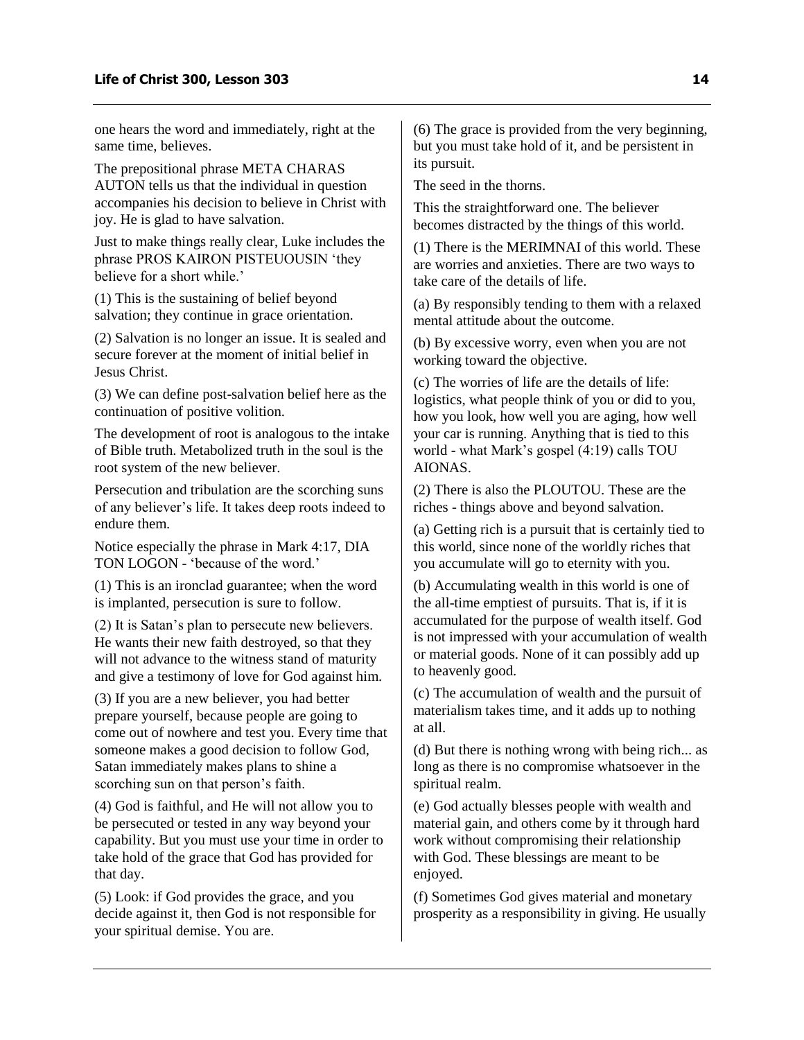one hears the word and immediately, right at the same time, believes.

The prepositional phrase META CHARAS AUTON tells us that the individual in question accompanies his decision to believe in Christ with joy. He is glad to have salvation.

Just to make things really clear, Luke includes the phrase PROS KAIRON PISTEUOUSIN 'they believe for a short while.'

(1) This is the sustaining of belief beyond salvation; they continue in grace orientation.

(2) Salvation is no longer an issue. It is sealed and secure forever at the moment of initial belief in Jesus Christ.

(3) We can define post-salvation belief here as the continuation of positive volition.

The development of root is analogous to the intake of Bible truth. Metabolized truth in the soul is the root system of the new believer.

Persecution and tribulation are the scorching suns of any believer's life. It takes deep roots indeed to endure them.

Notice especially the phrase in Mark 4:17, DIA TON LOGON - 'because of the word.'

(1) This is an ironclad guarantee; when the word is implanted, persecution is sure to follow.

(2) It is Satan's plan to persecute new believers. He wants their new faith destroyed, so that they will not advance to the witness stand of maturity and give a testimony of love for God against him.

(3) If you are a new believer, you had better prepare yourself, because people are going to come out of nowhere and test you. Every time that someone makes a good decision to follow God, Satan immediately makes plans to shine a scorching sun on that person's faith.

(4) God is faithful, and He will not allow you to be persecuted or tested in any way beyond your capability. But you must use your time in order to take hold of the grace that God has provided for that day.

(5) Look: if God provides the grace, and you decide against it, then God is not responsible for your spiritual demise. You are.

(6) The grace is provided from the very beginning, but you must take hold of it, and be persistent in its pursuit.

The seed in the thorns.

This the straightforward one. The believer becomes distracted by the things of this world.

(1) There is the MERIMNAI of this world. These are worries and anxieties. There are two ways to take care of the details of life.

(a) By responsibly tending to them with a relaxed mental attitude about the outcome.

(b) By excessive worry, even when you are not working toward the objective.

(c) The worries of life are the details of life: logistics, what people think of you or did to you, how you look, how well you are aging, how well your car is running. Anything that is tied to this world - what Mark's gospel (4:19) calls TOU AIONAS.

(2) There is also the PLOUTOU. These are the riches - things above and beyond salvation.

(a) Getting rich is a pursuit that is certainly tied to this world, since none of the worldly riches that you accumulate will go to eternity with you.

(b) Accumulating wealth in this world is one of the all-time emptiest of pursuits. That is, if it is accumulated for the purpose of wealth itself. God is not impressed with your accumulation of wealth or material goods. None of it can possibly add up to heavenly good.

(c) The accumulation of wealth and the pursuit of materialism takes time, and it adds up to nothing at all.

(d) But there is nothing wrong with being rich... as long as there is no compromise whatsoever in the spiritual realm.

(e) God actually blesses people with wealth and material gain, and others come by it through hard work without compromising their relationship with God. These blessings are meant to be enjoyed.

(f) Sometimes God gives material and monetary prosperity as a responsibility in giving. He usually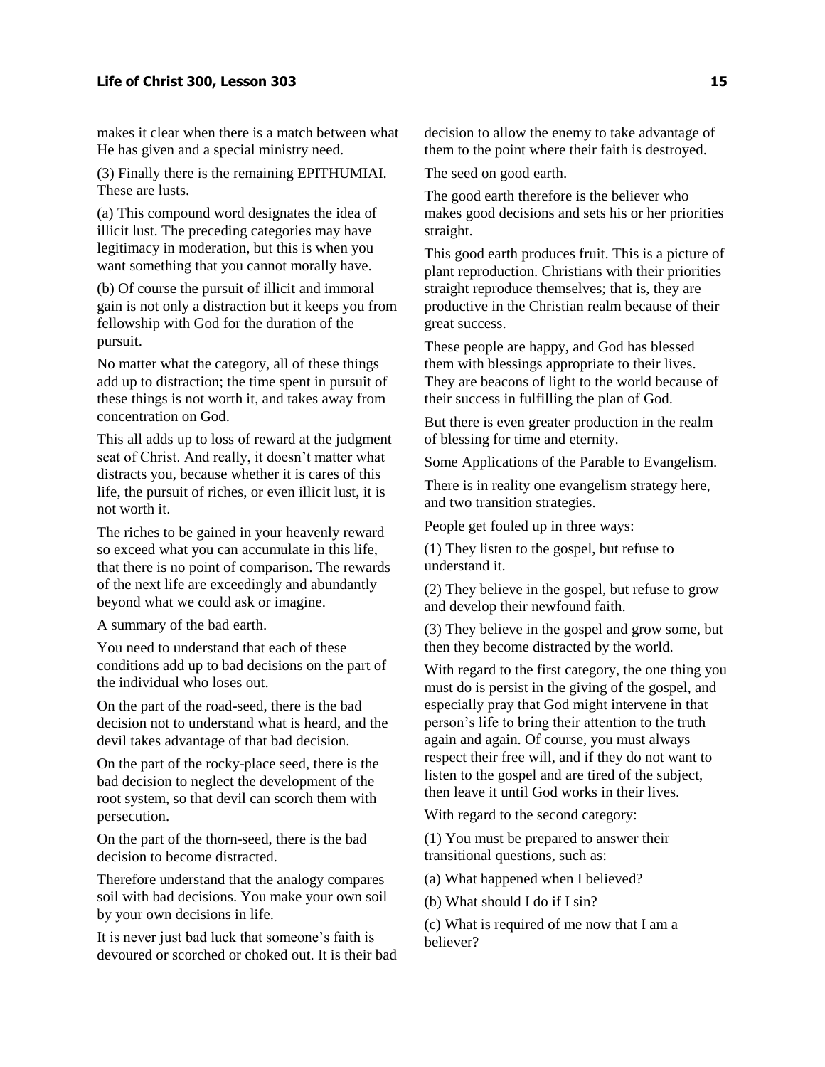makes it clear when there is a match between what He has given and a special ministry need.

(3) Finally there is the remaining EPITHUMIAI. These are lusts.

(a) This compound word designates the idea of illicit lust. The preceding categories may have legitimacy in moderation, but this is when you want something that you cannot morally have.

(b) Of course the pursuit of illicit and immoral gain is not only a distraction but it keeps you from fellowship with God for the duration of the pursuit.

No matter what the category, all of these things add up to distraction; the time spent in pursuit of these things is not worth it, and takes away from concentration on God.

This all adds up to loss of reward at the judgment seat of Christ. And really, it doesn't matter what distracts you, because whether it is cares of this life, the pursuit of riches, or even illicit lust, it is not worth it.

The riches to be gained in your heavenly reward so exceed what you can accumulate in this life, that there is no point of comparison. The rewards of the next life are exceedingly and abundantly beyond what we could ask or imagine.

A summary of the bad earth.

You need to understand that each of these conditions add up to bad decisions on the part of the individual who loses out.

On the part of the road-seed, there is the bad decision not to understand what is heard, and the devil takes advantage of that bad decision.

On the part of the rocky-place seed, there is the bad decision to neglect the development of the root system, so that devil can scorch them with persecution.

On the part of the thorn-seed, there is the bad decision to become distracted.

Therefore understand that the analogy compares soil with bad decisions. You make your own soil by your own decisions in life.

It is never just bad luck that someone's faith is devoured or scorched or choked out. It is their bad decision to allow the enemy to take advantage of them to the point where their faith is destroyed.

The seed on good earth.

The good earth therefore is the believer who makes good decisions and sets his or her priorities straight.

This good earth produces fruit. This is a picture of plant reproduction. Christians with their priorities straight reproduce themselves; that is, they are productive in the Christian realm because of their great success.

These people are happy, and God has blessed them with blessings appropriate to their lives. They are beacons of light to the world because of their success in fulfilling the plan of God.

But there is even greater production in the realm of blessing for time and eternity.

Some Applications of the Parable to Evangelism.

There is in reality one evangelism strategy here, and two transition strategies.

People get fouled up in three ways:

(1) They listen to the gospel, but refuse to understand it.

(2) They believe in the gospel, but refuse to grow and develop their newfound faith.

(3) They believe in the gospel and grow some, but then they become distracted by the world.

With regard to the first category, the one thing you must do is persist in the giving of the gospel, and especially pray that God might intervene in that person's life to bring their attention to the truth again and again. Of course, you must always respect their free will, and if they do not want to listen to the gospel and are tired of the subject, then leave it until God works in their lives.

With regard to the second category:

(1) You must be prepared to answer their transitional questions, such as:

(a) What happened when I believed?

(b) What should I do if I sin?

(c) What is required of me now that I am a believer?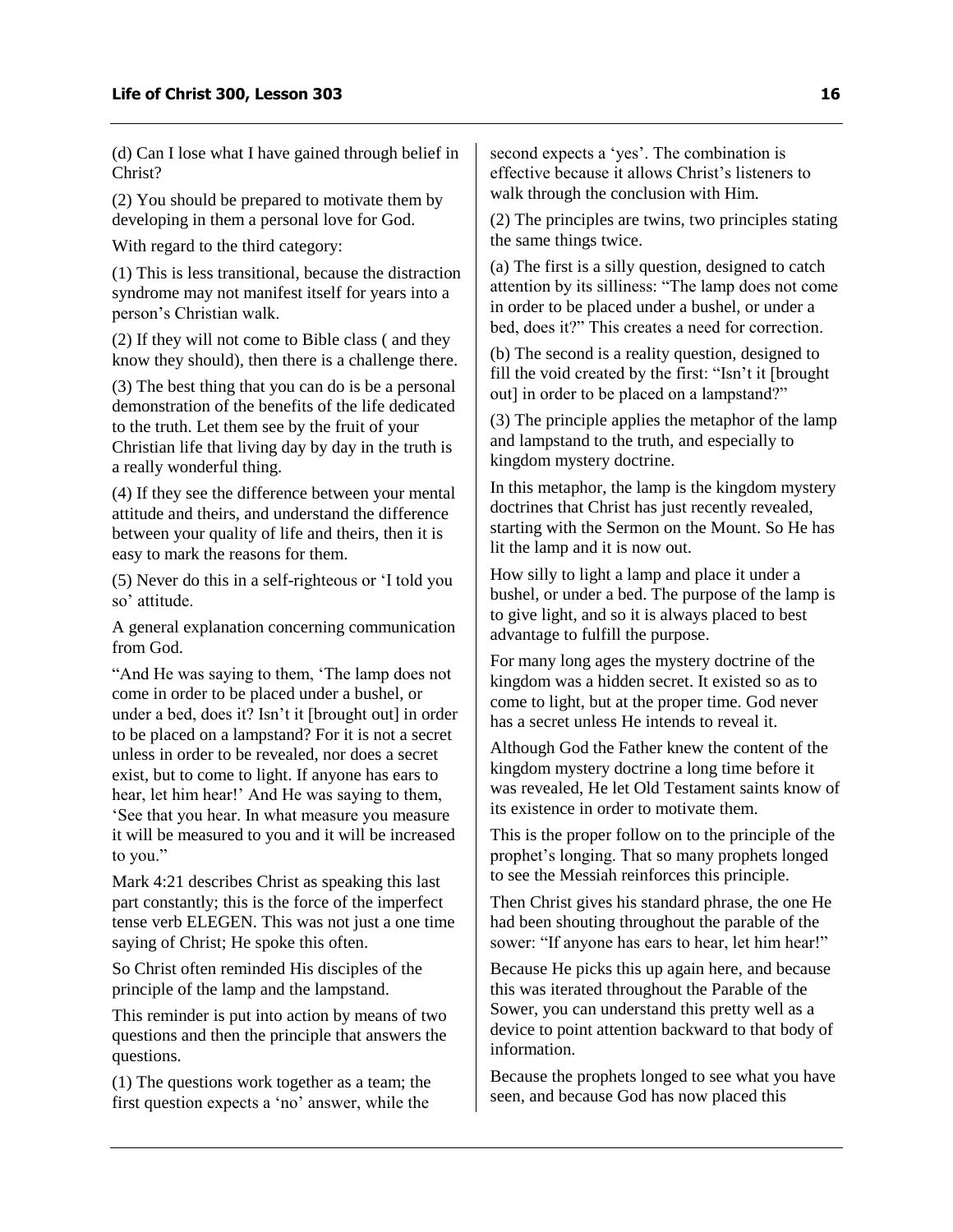(d) Can I lose what I have gained through belief in Christ?

(2) You should be prepared to motivate them by developing in them a personal love for God.

With regard to the third category:

(1) This is less transitional, because the distraction syndrome may not manifest itself for years into a person's Christian walk.

(2) If they will not come to Bible class ( and they know they should), then there is a challenge there.

(3) The best thing that you can do is be a personal demonstration of the benefits of the life dedicated to the truth. Let them see by the fruit of your Christian life that living day by day in the truth is a really wonderful thing.

(4) If they see the difference between your mental attitude and theirs, and understand the difference between your quality of life and theirs, then it is easy to mark the reasons for them.

(5) Never do this in a self-righteous or 'I told you so' attitude.

A general explanation concerning communication from God.

"And He was saying to them, 'The lamp does not come in order to be placed under a bushel, or under a bed, does it? Isn't it [brought out] in order to be placed on a lampstand? For it is not a secret unless in order to be revealed, nor does a secret exist, but to come to light. If anyone has ears to hear, let him hear!' And He was saying to them, 'See that you hear. In what measure you measure it will be measured to you and it will be increased to you."

Mark 4:21 describes Christ as speaking this last part constantly; this is the force of the imperfect tense verb ELEGEN. This was not just a one time saying of Christ; He spoke this often.

So Christ often reminded His disciples of the principle of the lamp and the lampstand.

This reminder is put into action by means of two questions and then the principle that answers the questions.

(1) The questions work together as a team; the first question expects a 'no' answer, while the second expects a 'yes'. The combination is effective because it allows Christ's listeners to walk through the conclusion with Him.

(2) The principles are twins, two principles stating the same things twice.

(a) The first is a silly question, designed to catch attention by its silliness: "The lamp does not come in order to be placed under a bushel, or under a bed, does it?" This creates a need for correction.

(b) The second is a reality question, designed to fill the void created by the first: "Isn't it [brought out] in order to be placed on a lampstand?"

(3) The principle applies the metaphor of the lamp and lampstand to the truth, and especially to kingdom mystery doctrine.

In this metaphor, the lamp is the kingdom mystery doctrines that Christ has just recently revealed, starting with the Sermon on the Mount. So He has lit the lamp and it is now out.

How silly to light a lamp and place it under a bushel, or under a bed. The purpose of the lamp is to give light, and so it is always placed to best advantage to fulfill the purpose.

For many long ages the mystery doctrine of the kingdom was a hidden secret. It existed so as to come to light, but at the proper time. God never has a secret unless He intends to reveal it.

Although God the Father knew the content of the kingdom mystery doctrine a long time before it was revealed, He let Old Testament saints know of its existence in order to motivate them.

This is the proper follow on to the principle of the prophet's longing. That so many prophets longed to see the Messiah reinforces this principle.

Then Christ gives his standard phrase, the one He had been shouting throughout the parable of the sower: "If anyone has ears to hear, let him hear!"

Because He picks this up again here, and because this was iterated throughout the Parable of the Sower, you can understand this pretty well as a device to point attention backward to that body of information.

Because the prophets longed to see what you have seen, and because God has now placed this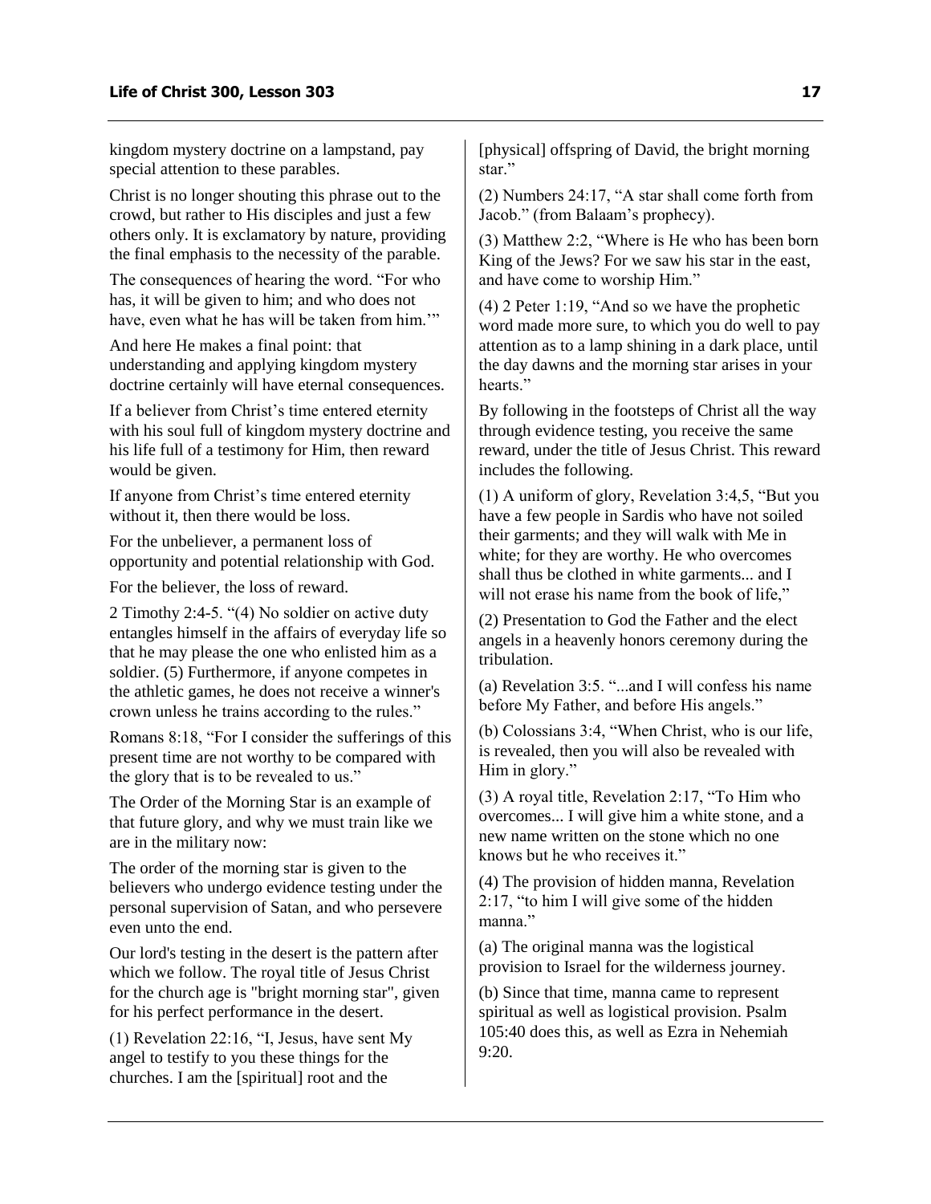kingdom mystery doctrine on a lampstand, pay special attention to these parables.

Christ is no longer shouting this phrase out to the crowd, but rather to His disciples and just a few others only. It is exclamatory by nature, providing the final emphasis to the necessity of the parable.

The consequences of hearing the word. "For who has, it will be given to him; and who does not have, even what he has will be taken from him.'"

And here He makes a final point: that understanding and applying kingdom mystery doctrine certainly will have eternal consequences.

If a believer from Christ's time entered eternity with his soul full of kingdom mystery doctrine and his life full of a testimony for Him, then reward would be given.

If anyone from Christ's time entered eternity without it, then there would be loss.

For the unbeliever, a permanent loss of opportunity and potential relationship with God.

For the believer, the loss of reward.

2 Timothy 2:4-5. "(4) No soldier on active duty entangles himself in the affairs of everyday life so that he may please the one who enlisted him as a soldier. (5) Furthermore, if anyone competes in the athletic games, he does not receive a winner's crown unless he trains according to the rules."

Romans 8:18, "For I consider the sufferings of this present time are not worthy to be compared with the glory that is to be revealed to us."

The Order of the Morning Star is an example of that future glory, and why we must train like we are in the military now:

The order of the morning star is given to the believers who undergo evidence testing under the personal supervision of Satan, and who persevere even unto the end.

Our lord's testing in the desert is the pattern after which we follow. The royal title of Jesus Christ for the church age is "bright morning star", given for his perfect performance in the desert.

(1) Revelation 22:16, "I, Jesus, have sent My angel to testify to you these things for the churches. I am the [spiritual] root and the [physical] offspring of David, the bright morning star."

(2) Numbers 24:17, "A star shall come forth from Jacob." (from Balaam's prophecy).

(3) Matthew 2:2, "Where is He who has been born King of the Jews? For we saw his star in the east, and have come to worship Him."

(4) 2 Peter 1:19, "And so we have the prophetic word made more sure, to which you do well to pay attention as to a lamp shining in a dark place, until the day dawns and the morning star arises in your hearts."

By following in the footsteps of Christ all the way through evidence testing, you receive the same reward, under the title of Jesus Christ. This reward includes the following.

(1) A uniform of glory, Revelation 3:4,5, "But you have a few people in Sardis who have not soiled their garments; and they will walk with Me in white; for they are worthy. He who overcomes shall thus be clothed in white garments... and I will not erase his name from the book of life,"

(2) Presentation to God the Father and the elect angels in a heavenly honors ceremony during the tribulation.

(a) Revelation 3:5. "...and I will confess his name before My Father, and before His angels."

(b) Colossians 3:4, "When Christ, who is our life, is revealed, then you will also be revealed with Him in glory."

(3) A royal title, Revelation 2:17, "To Him who overcomes... I will give him a white stone, and a new name written on the stone which no one knows but he who receives it."

(4) The provision of hidden manna, Revelation 2:17, "to him I will give some of the hidden manna."

(a) The original manna was the logistical provision to Israel for the wilderness journey.

(b) Since that time, manna came to represent spiritual as well as logistical provision. Psalm 105:40 does this, as well as Ezra in Nehemiah 9:20.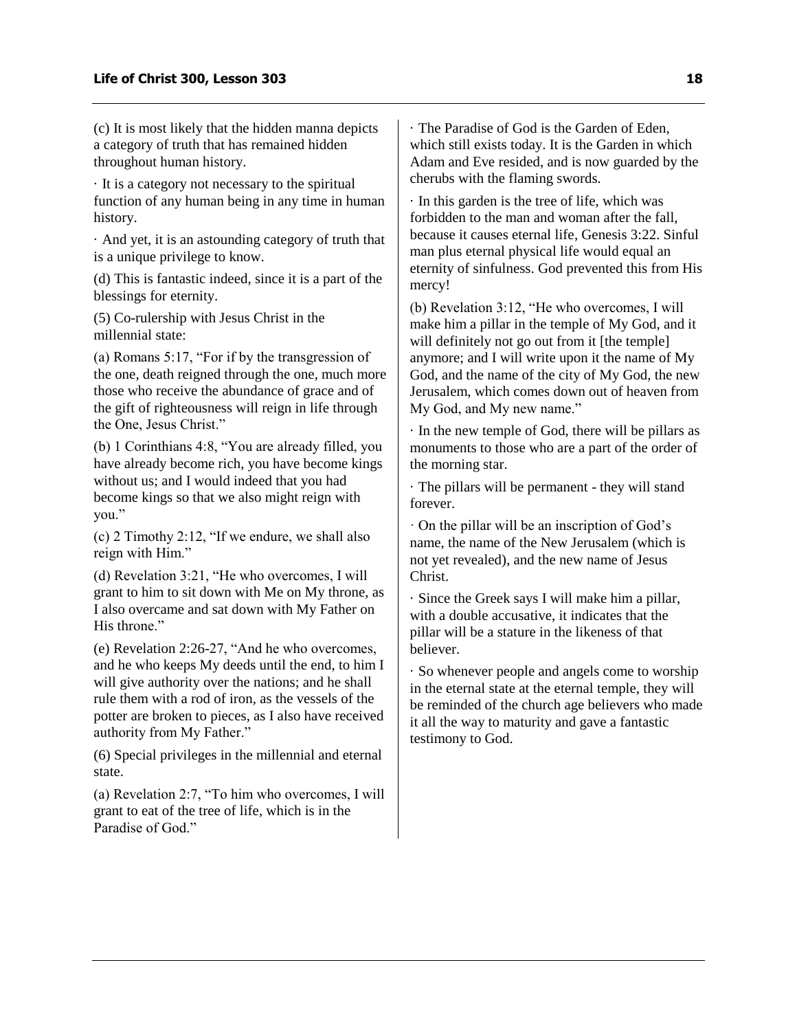(c) It is most likely that the hidden manna depicts a category of truth that has remained hidden throughout human history.

· It is a category not necessary to the spiritual function of any human being in any time in human history.

· And yet, it is an astounding category of truth that is a unique privilege to know.

(d) This is fantastic indeed, since it is a part of the blessings for eternity.

(5) Co-rulership with Jesus Christ in the millennial state:

(a) Romans 5:17, "For if by the transgression of the one, death reigned through the one, much more those who receive the abundance of grace and of the gift of righteousness will reign in life through the One, Jesus Christ."

(b) 1 Corinthians 4:8, "You are already filled, you have already become rich, you have become kings without us; and I would indeed that you had become kings so that we also might reign with you."

(c) 2 Timothy 2:12, "If we endure, we shall also reign with Him."

(d) Revelation 3:21, "He who overcomes, I will grant to him to sit down with Me on My throne, as I also overcame and sat down with My Father on His throne."

(e) Revelation 2:26-27, "And he who overcomes, and he who keeps My deeds until the end, to him I will give authority over the nations; and he shall rule them with a rod of iron, as the vessels of the potter are broken to pieces, as I also have received authority from My Father."

(6) Special privileges in the millennial and eternal state.

(a) Revelation 2:7, "To him who overcomes, I will grant to eat of the tree of life, which is in the Paradise of God."

· The Paradise of God is the Garden of Eden, which still exists today. It is the Garden in which Adam and Eve resided, and is now guarded by the cherubs with the flaming swords.

· In this garden is the tree of life, which was forbidden to the man and woman after the fall, because it causes eternal life, Genesis 3:22. Sinful man plus eternal physical life would equal an eternity of sinfulness. God prevented this from His mercy!

(b) Revelation 3:12, "He who overcomes, I will make him a pillar in the temple of My God, and it will definitely not go out from it [the temple] anymore; and I will write upon it the name of My God, and the name of the city of My God, the new Jerusalem, which comes down out of heaven from My God, and My new name."

· In the new temple of God, there will be pillars as monuments to those who are a part of the order of the morning star.

· The pillars will be permanent - they will stand forever.

· On the pillar will be an inscription of God's name, the name of the New Jerusalem (which is not yet revealed), and the new name of Jesus Christ.

· Since the Greek says I will make him a pillar, with a double accusative, it indicates that the pillar will be a stature in the likeness of that believer.

· So whenever people and angels come to worship in the eternal state at the eternal temple, they will be reminded of the church age believers who made it all the way to maturity and gave a fantastic testimony to God.